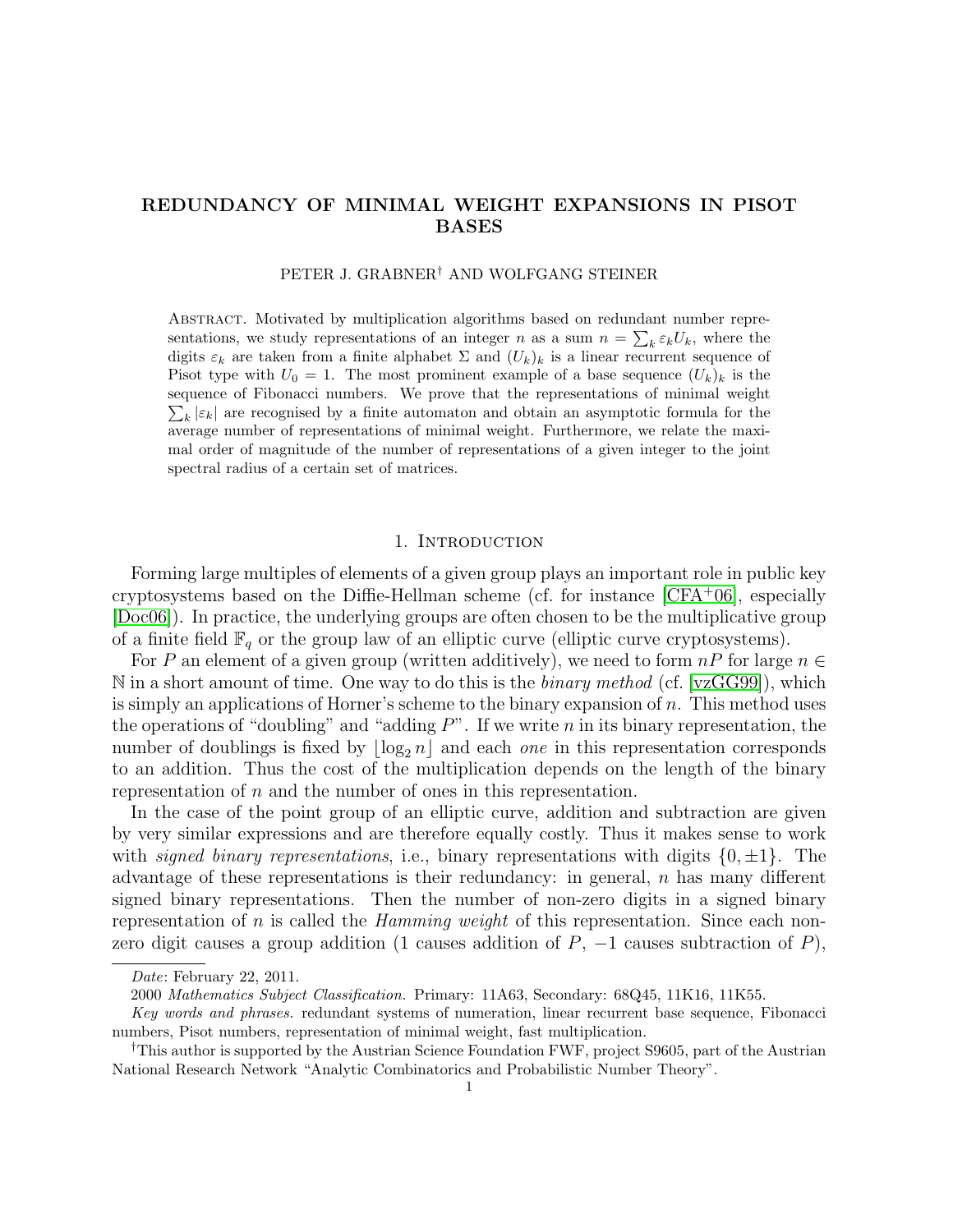# REDUNDANCY OF MINIMAL WEIGHT EXPANSIONS IN PISOT BASES

PETER J. GRABNER† AND WOLFGANG STEINER

Abstract. Motivated by multiplication algorithms based on redundant number representations, we study representations of an integer $n$ as a sum $n = \sum_k \varepsilon_k U_k$, where the digits $\varepsilon_k$ are taken from a finite alphabet $\Sigma$ and $(U_k)_k$ is a linear recurrent sequence of Pisot type with $U_0 = 1$. The most prominent example of a base sequence $(U_k)_k$ is the sequence of Fibonacci numbers. We prove that the representations of minimal weight $\sum_k |\varepsilon_k|$ are recognised by a finite automaton and obtain an asymptotic formula for the average number of representations of minimal weight. Furthermore, we relate the maximal order of magnitude of the number of representations of a given integer to the joint spectral radius of a certain set of matrices.

## 1. Introduction

Forming large multiples of elements of a given group plays an important role in public key cryptosystems based on the Diffie-Hellman scheme (cf. for instance [CFA+06], especially [Doc06]). In practice, the underlying groups are often chosen to be the multiplicative group of a finite field $\mathbb{F}_q$ or the group law of an elliptic curve (elliptic curve cryptosystems).

For $P$ an element of a given group (written additively), we need to form $nP$ for large $n \in \mathbb{N}$ in a short amount of time. One way to do this is the *binary method* (cf. [vzGG99]), which is simply an applications of Horner's scheme to the binary expansion of $n$. This method uses the operations of "doubling" and "adding $P$". If we write $n$ in its binary representation, the number of doublings is fixed by $\lfloor \log_2 n \rfloor$ and each *one* in this representation corresponds to an addition. Thus the cost of the multiplication depends on the length of the binary representation of $n$ and the number of ones in this representation.

In the case of the point group of an elliptic curve, addition and subtraction are given by very similar expressions and are therefore equally costly. Thus it makes sense to work with *signed binary representations*, i.e., binary representations with digits $\{0, \pm 1\}$. The advantage of these representations is their redundancy: in general, $n$ has many different signed binary representations. Then the number of non-zero digits in a signed binary representation of $n$ is called the *Hamming weight* of this representation. Since each non-zero digit causes a group addition (1 causes addition of $P$, $-1$ causes subtraction of $P$),

---

*Date*: February 22, 2011.

2000 *Mathematics Subject Classification.* Primary: 11A63, Secondary: 68Q45, 11K16, 11K55.

*Key words and phrases.* redundant systems of numeration, linear recurrent base sequence, Fibonacci numbers, Pisot numbers, representation of minimal weight, fast multiplication.

†This author is supported by the Austrian Science Foundation FWF, project S9605, part of the Austrian National Research Network "Analytic Combinatorics and Probabilistic Number Theory".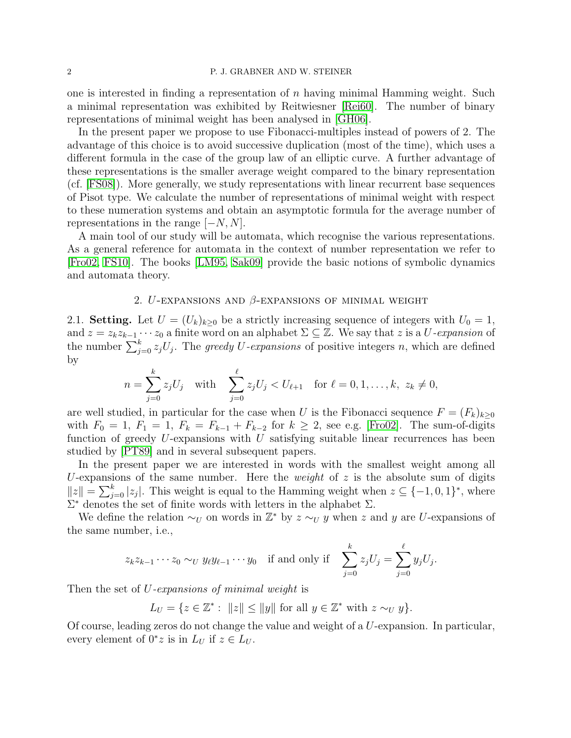one is interested in finding a representation of $n$ having minimal Hamming weight. Such a minimal representation was exhibited by Reitwiesner [Rei60]. The number of binary representations of minimal weight has been analysed in [GH06].

In the present paper we propose to use Fibonacci-multiples instead of powers of 2. The advantage of this choice is to avoid successive duplication (most of the time), which uses a different formula in the case of the group law of an elliptic curve. A further advantage of these representations is the smaller average weight compared to the binary representation (cf. [FS08]). More generally, we study representations with linear recurrent base sequences of Pisot type. We calculate the number of representations of minimal weight with respect to these numeration systems and obtain an asymptotic formula for the average number of representations in the range $[-N, N]$.

A main tool of our study will be automata, which recognise the various representations. As a general reference for automata in the context of number representation we refer to [Fro02, FS10]. The books [LM95, Sak09] provide the basic notions of symbolic dynamics and automata theory.

## 2. $U$-expansions and $\beta$-expansions of minimal weight

**2.1. Setting.** Let $U = (U_k)_{k\geq 0}$ be a strictly increasing sequence of integers with $U_0 = 1$, and $z = z_k z_{k-1} \cdots z_0$ a finite word on an alphabet $\Sigma \subseteq \mathbb{Z}$. We say that $z$ is a *$U$-expansion* of the number $\sum_{j=0}^{k} z_j U_j$. The *greedy $U$-expansions* of positive integers $n$, which are defined by

$$n = \sum_{j=0}^{k} z_j U_j \quad \text{with} \quad \sum_{j=0}^{\ell} z_j U_j < U_{\ell+1} \quad \text{for } \ell = 0, 1, \ldots, k,\ z_k \neq 0,$$

are well studied, in particular for the case when $U$ is the Fibonacci sequence $F = (F_k)_{k\geq 0}$ with $F_0 = 1,\ F_1 = 1,\ F_k = F_{k-1} + F_{k-2}$ for $k \geq 2$, see e.g. [Fro02]. The sum-of-digits function of greedy $U$-expansions with $U$ satisfying suitable linear recurrences has been studied by [PT89] and in several subsequent papers.

In the present paper we are interested in words with the smallest weight among all $U$-expansions of the same number. Here the *weight* of $z$ is the absolute sum of digits $\|z\| = \sum_{j=0}^{k} |z_j|$. This weight is equal to the Hamming weight when $z \subseteq \{-1, 0, 1\}^*$, where $\Sigma^*$ denotes the set of finite words with letters in the alphabet $\Sigma$.

We define the relation $\sim_U$ on words in $\mathbb{Z}^*$ by $z \sim_U y$ when $z$ and $y$ are $U$-expansions of the same number, i.e.,

$$z_k z_{k-1} \cdots z_0 \sim_U y_\ell y_{\ell-1} \cdots y_0 \quad \text{if and only if} \quad \sum_{j=0}^{k} z_j U_j = \sum_{j=0}^{\ell} y_j U_j.$$

Then the set of *$U$-expansions of minimal weight* is

$$L_U = \{z \in \mathbb{Z}^* : \ \|z\| \leq \|y\| \text{ for all } y \in \mathbb{Z}^* \text{ with } z \sim_U y\}.$$

Of course, leading zeros do not change the value and weight of a $U$-expansion. In particular, every element of $0^* z$ is in $L_U$ if $z \in L_U$.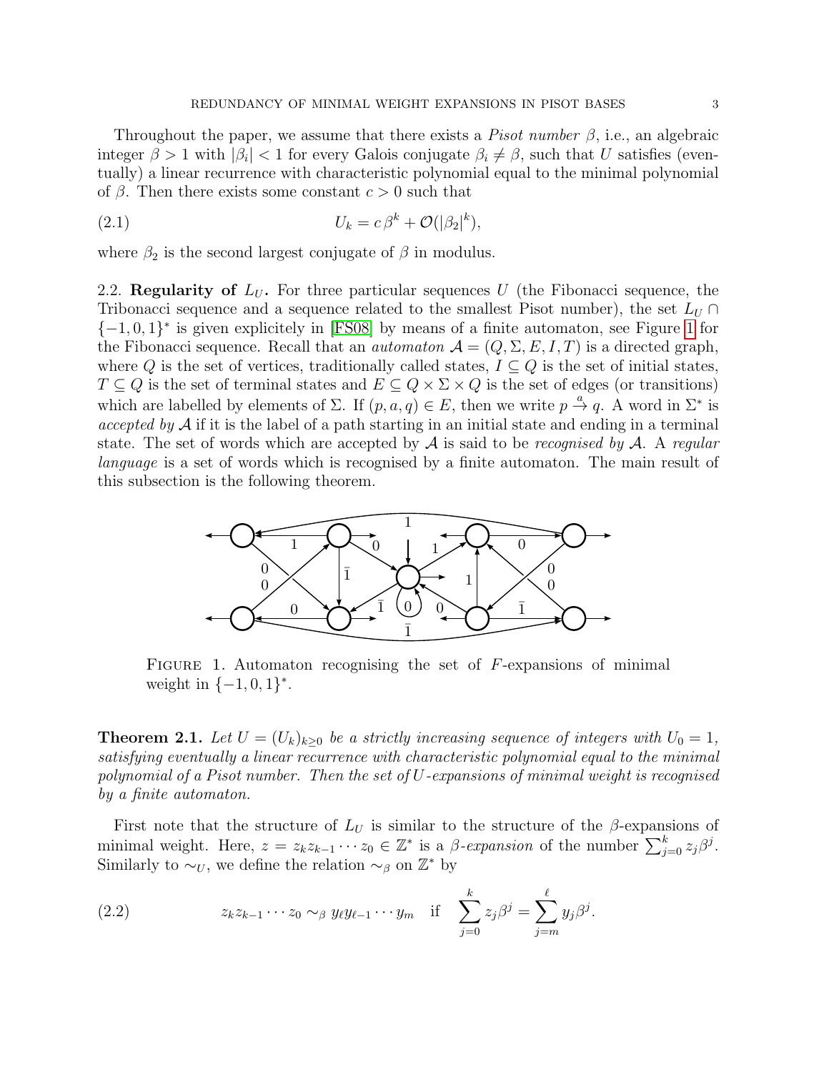Throughout the paper, we assume that there exists a *Pisot number* $\beta$, i.e., an algebraic integer $\beta > 1$ with $|\beta_i| < 1$ for every Galois conjugate $\beta_i \neq \beta$, such that $U$ satisfies (eventually) a linear recurrence with characteristic polynomial equal to the minimal polynomial of $\beta$. Then there exists some constant $c > 0$ such that

$$U_k = c\,\beta^k + \mathcal{O}(|\beta_2|^k), \tag{2.1}$$

where $\beta_2$ is the second largest conjugate of $\beta$ in modulus.

2.2. **Regularity of $L_U$.** For three particular sequences $U$ (the Fibonacci sequence, the Tribonacci sequence and a sequence related to the smallest Pisot number), the set $L_U \cap \{-1,0,1\}^*$ is given explicitely in [FS08] by means of a finite automaton, see Figure 1 for the Fibonacci sequence. Recall that an *automaton* $\mathcal{A} = (Q, \Sigma, E, I, T)$ is a directed graph, where $Q$ is the set of vertices, traditionally called states, $I \subseteq Q$ is the set of initial states, $T \subseteq Q$ is the set of terminal states and $E \subseteq Q \times \Sigma \times Q$ is the set of edges (or transitions) which are labelled by elements of $\Sigma$. If $(p, a, q) \in E$, then we write $p \overset{a}{\to} q$. A word in $\Sigma^*$ is *accepted by* $\mathcal{A}$ if it is the label of a path starting in an initial state and ending in a terminal state. The set of words which are accepted by $\mathcal{A}$ is said to be *recognised by* $\mathcal{A}$. A *regular language* is a set of words which is recognised by a finite automaton. The main result of this subsection is the following theorem.

FIGURE 1. Automaton recognising the set of $F$-expansions of minimal weight in $\{-1,0,1\}^*$.

**Theorem 2.1.** *Let $U = (U_k)_{k\geq 0}$ be a strictly increasing sequence of integers with $U_0 = 1$, satisfying eventually a linear recurrence with characteristic polynomial equal to the minimal polynomial of a Pisot number. Then the set of $U$-expansions of minimal weight is recognised by a finite automaton.*

First note that the structure of $L_U$ is similar to the structure of the $\beta$-expansions of minimal weight. Here, $z = z_k z_{k-1} \cdots z_0 \in \mathbb{Z}^*$ is a *$\beta$-expansion* of the number $\sum_{j=0}^k z_j \beta^j$. Similarly to $\sim_U$, we define the relation $\sim_\beta$ on $\mathbb{Z}^*$ by

$$z_k z_{k-1} \cdots z_0 \sim_\beta y_\ell y_{\ell-1} \cdots y_m \quad \text{if} \quad \sum_{j=0}^k z_j \beta^j = \sum_{j=m}^\ell y_j \beta^j. \tag{2.2}$$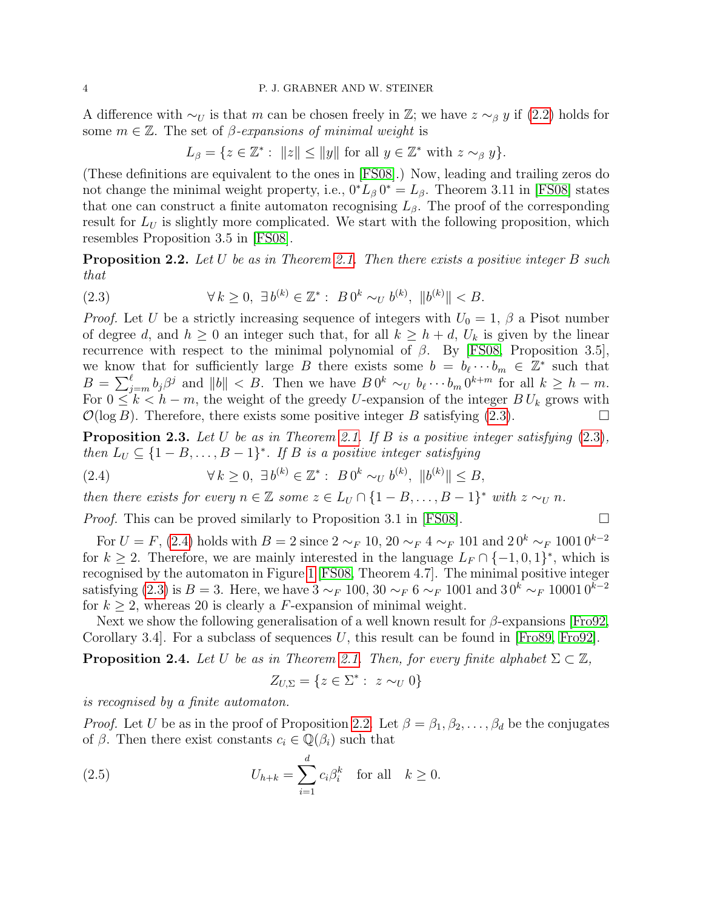A difference with $\sim_U$ is that $m$ can be chosen freely in $\mathbb{Z}$; we have $z \sim_\beta y$ if (2.2) holds for some $m \in \mathbb{Z}$. The set of *$\beta$-expansions of minimal weight* is

$$L_\beta = \{z \in \mathbb{Z}^* : \; \|z\| \le \|y\| \text{ for all } y \in \mathbb{Z}^* \text{ with } z \sim_\beta y\}.$$

(These definitions are equivalent to the ones in [FS08].) Now, leading and trailing zeros do not change the minimal weight property, i.e., $0^* L_\beta \, 0^* = L_\beta$. Theorem 3.11 in [FS08] states that one can construct a finite automaton recognising $L_\beta$. The proof of the corresponding result for $L_U$ is slightly more complicated. We start with the following proposition, which resembles Proposition 3.5 in [FS08].

**Proposition 2.2.** *Let $U$ be as in Theorem 2.1. Then there exists a positive integer $B$ such that*

$$\forall\, k \ge 0,\; \exists\, b^{(k)} \in \mathbb{Z}^* : \; B\, 0^k \sim_U b^{(k)},\; \|b^{(k)}\| < B. \tag{2.3}$$

*Proof.* Let $U$ be a strictly increasing sequence of integers with $U_0 = 1$, $\beta$ a Pisot number of degree $d$, and $h \ge 0$ an integer such that, for all $k \ge h + d$, $U_k$ is given by the linear recurrence with respect to the minimal polynomial of $\beta$. By [FS08, Proposition 3.5], we know that for sufficiently large $B$ there exists some $b = b_\ell \cdots b_m \in \mathbb{Z}^*$ such that $B = \sum_{j=m}^{\ell} b_j \beta^j$ and $\|b\| < B$. Then we have $B\, 0^k \sim_U b_\ell \cdots b_m\, 0^{k+m}$ for all $k \ge h - m$. For $0 \le k < h - m$, the weight of the greedy $U$-expansion of the integer $B\, U_k$ grows with $\mathcal{O}(\log B)$. Therefore, there exists some positive integer $B$ satisfying (2.3). ☐

**Proposition 2.3.** *Let $U$ be as in Theorem 2.1. If $B$ is a positive integer satisfying (2.3), then $L_U \subseteq \{1-B, \ldots, B-1\}^*$. If $B$ is a positive integer satisfying*

$$\forall\, k \ge 0,\; \exists\, b^{(k)} \in \mathbb{Z}^* : \; B\, 0^k \sim_U b^{(k)},\; \|b^{(k)}\| \le B, \tag{2.4}$$

*then there exists for every $n \in \mathbb{Z}$ some $z \in L_U \cap \{1-B, \ldots, B-1\}^*$ with $z \sim_U n$.*

*Proof.* This can be proved similarly to Proposition 3.1 in [FS08]. ☐

For $U = F$, (2.4) holds with $B = 2$ since $2 \sim_F 10$, $20 \sim_F 4 \sim_F 101$ and $2\,0^k \sim_F 1001\,0^{k-2}$ for $k \ge 2$. Therefore, we are mainly interested in the language $L_F \cap \{-1, 0, 1\}^*$, which is recognised by the automaton in Figure 1 [FS08, Theorem 4.7]. The minimal positive integer satisfying (2.3) is $B = 3$. Here, we have $3 \sim_F 100$, $30 \sim_F 6 \sim_F 1001$ and $3\,0^k \sim_F 10001\,0^{k-2}$ for $k \ge 2$, whereas 20 is clearly a $F$-expansion of minimal weight.

Next we show the following generalisation of a well known result for $\beta$-expansions [Fro92, Corollary 3.4]. For a subclass of sequences $U$, this result can be found in [Fro89, Fro92].

**Proposition 2.4.** *Let $U$ be as in Theorem 2.1. Then, for every finite alphabet $\Sigma \subset \mathbb{Z}$,*

$$Z_{U,\Sigma} = \{z \in \Sigma^* : \; z \sim_U 0\}$$

*is recognised by a finite automaton.*

*Proof.* Let $U$ be as in the proof of Proposition 2.2. Let $\beta = \beta_1, \beta_2, \ldots, \beta_d$ be the conjugates of $\beta$. Then there exist constants $c_i \in \mathbb{Q}(\beta_i)$ such that

$$U_{h+k} = \sum_{i=1}^{d} c_i \beta_i^k \quad \text{for all} \quad k \ge 0. \tag{2.5}$$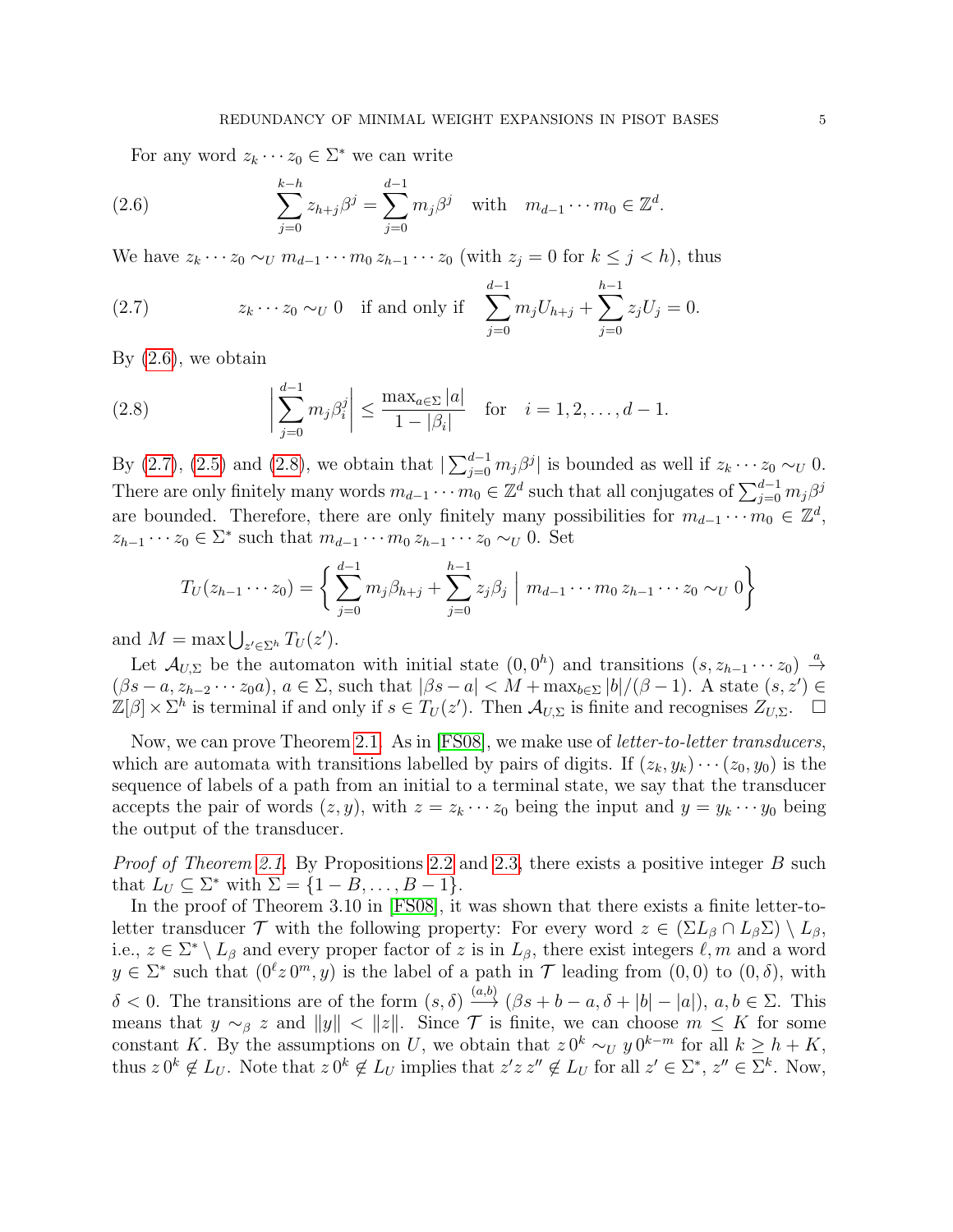For any word $z_k \cdots z_0 \in \Sigma^*$ we can write

$$\sum_{j=0}^{k-h} z_{h+j} \beta^j = \sum_{j=0}^{d-1} m_j \beta^j \quad \text{with} \quad m_{d-1} \cdots m_0 \in \mathbb{Z}^d. \tag{2.6}$$

We have $z_k \cdots z_0 \sim_U m_{d-1} \cdots m_0 \, z_{h-1} \cdots z_0$ (with $z_j = 0$ for $k \leq j < h$), thus

$$z_k \cdots z_0 \sim_U 0 \quad \text{if and only if} \quad \sum_{j=0}^{d-1} m_j U_{h+j} + \sum_{j=0}^{h-1} z_j U_j = 0. \tag{2.7}$$

By (2.6), we obtain

$$\left| \sum_{j=0}^{d-1} m_j \beta_i^j \right| \leq \frac{\max_{a \in \Sigma} |a|}{1 - |\beta_i|} \quad \text{for} \quad i = 1, 2, \ldots, d-1. \tag{2.8}$$

By (2.7), (2.5) and (2.8), we obtain that $|\sum_{j=0}^{d-1} m_j \beta^j|$ is bounded as well if $z_k \cdots z_0 \sim_U 0$. There are only finitely many words $m_{d-1} \cdots m_0 \in \mathbb{Z}^d$ such that all conjugates of $\sum_{j=0}^{d-1} m_j \beta^j$ are bounded. Therefore, there are only finitely many possibilities for $m_{d-1} \cdots m_0 \in \mathbb{Z}^d$, $z_{h-1} \cdots z_0 \in \Sigma^*$ such that $m_{d-1} \cdots m_0 \, z_{h-1} \cdots z_0 \sim_U 0$. Set

$$T_U(z_{h-1} \cdots z_0) = \left\{ \sum_{j=0}^{d-1} m_j \beta_{h+j} + \sum_{j=0}^{h-1} z_j \beta_j \;\middle|\; m_{d-1} \cdots m_0 \, z_{h-1} \cdots z_0 \sim_U 0 \right\}$$

and $M = \max \bigcup_{z' \in \Sigma^h} T_U(z')$.

Let $\mathcal{A}_{U,\Sigma}$ be the automaton with initial state $(0, 0^h)$ and transitions $(s, z_{h-1} \cdots z_0) \xrightarrow{a} (\beta s - a, z_{h-2} \cdots z_0 a)$, $a \in \Sigma$, such that $|\beta s - a| < M + \max_{b \in \Sigma} |b|/(\beta - 1)$. A state $(s, z') \in \mathbb{Z}[\beta] \times \Sigma^h$ is terminal if and only if $s \in T_U(z')$. Then $\mathcal{A}_{U,\Sigma}$ is finite and recognises $Z_{U,\Sigma}$. $\square$

Now, we can prove Theorem 2.1. As in [FS08], we make use of *letter-to-letter transducers*, which are automata with transitions labelled by pairs of digits. If $(z_k, y_k) \cdots (z_0, y_0)$ is the sequence of labels of a path from an initial to a terminal state, we say that the transducer accepts the pair of words $(z, y)$, with $z = z_k \cdots z_0$ being the input and $y = y_k \cdots y_0$ being the output of the transducer.

*Proof of Theorem 2.1.* By Propositions 2.2 and 2.3, there exists a positive integer $B$ such that $L_U \subseteq \Sigma^*$ with $\Sigma = \{1 - B, \ldots, B - 1\}$.

In the proof of Theorem 3.10 in [FS08], it was shown that there exists a finite letter-to-letter transducer $\mathcal{T}$ with the following property: For every word $z \in (\Sigma L_\beta \cap L_\beta \Sigma) \setminus L_\beta$, i.e., $z \in \Sigma^* \setminus L_\beta$ and every proper factor of $z$ is in $L_\beta$, there exist integers $\ell, m$ and a word $y \in \Sigma^*$ such that $(0^\ell z \, 0^m, y)$ is the label of a path in $\mathcal{T}$ leading from $(0, 0)$ to $(0, \delta)$, with $\delta < 0$. The transitions are of the form $(s, \delta) \xrightarrow{(a,b)} (\beta s + b - a, \delta + |b| - |a|)$, $a, b \in \Sigma$. This means that $y \sim_\beta z$ and $\|y\| < \|z\|$. Since $\mathcal{T}$ is finite, we can choose $m \leq K$ for some constant $K$. By the assumptions on $U$, we obtain that $z \, 0^k \sim_U y \, 0^{k-m}$ for all $k \geq h + K$, thus $z \, 0^k \notin L_U$. Note that $z \, 0^k \notin L_U$ implies that $z' z \, z'' \notin L_U$ for all $z' \in \Sigma^*$, $z'' \in \Sigma^k$. Now,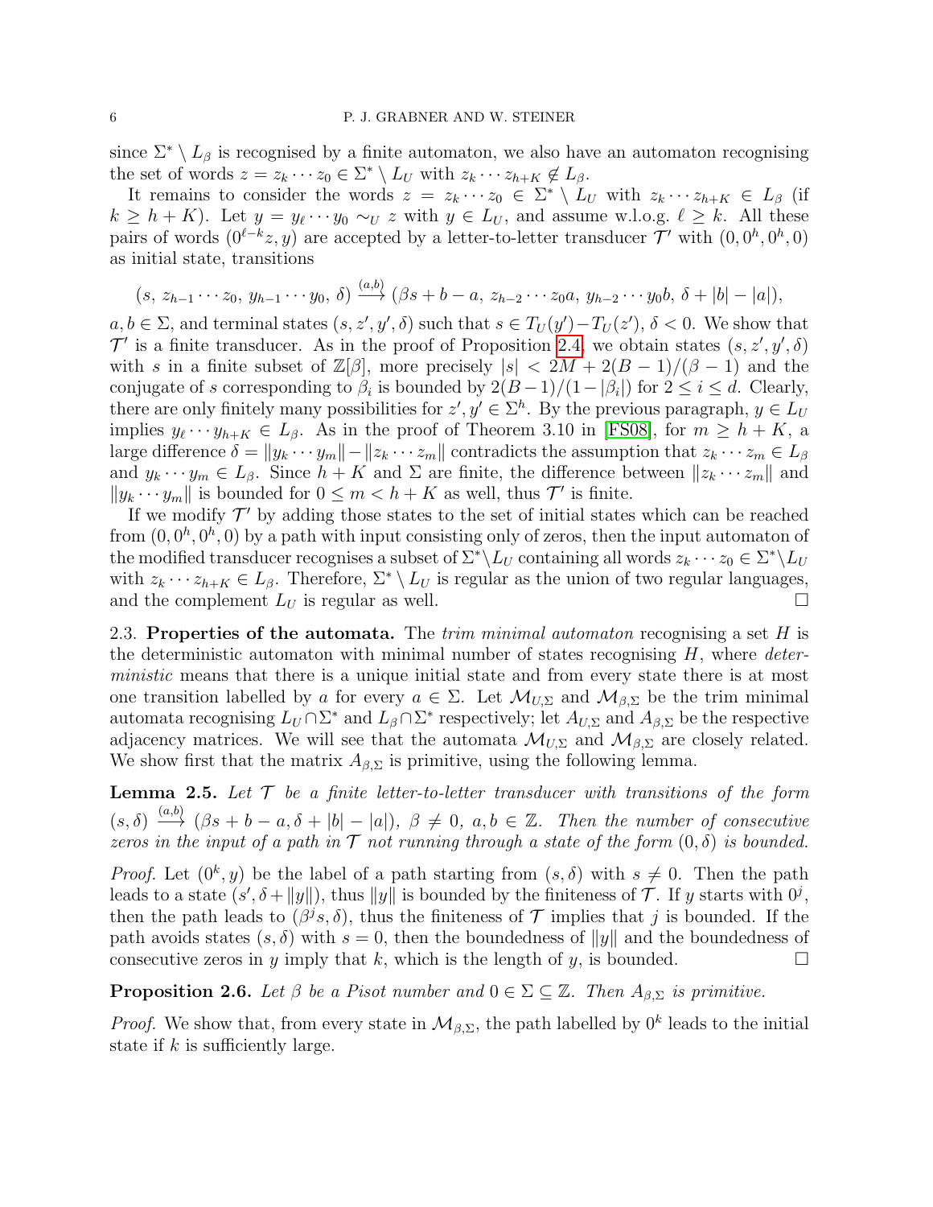since $\Sigma^* \setminus L_\beta$ is recognised by a finite automaton, we also have an automaton recognising the set of words $z = z_k \cdots z_0 \in \Sigma^* \setminus L_U$ with $z_k \cdots z_{h+K} \notin L_\beta$.

It remains to consider the words $z = z_k \cdots z_0 \in \Sigma^* \setminus L_U$ with $z_k \cdots z_{h+K} \in L_\beta$ (if $k \geq h+K$). Let $y = y_\ell \cdots y_0 \sim_U z$ with $y \in L_U$, and assume w.l.o.g. $\ell \geq k$. All these pairs of words $(0^{\ell-k}z, y)$ are accepted by a letter-to-letter transducer $\mathcal{T}'$ with $(0, 0^h, 0^h, 0)$ as initial state, transitions

$$(s,\, z_{h-1} \cdots z_0,\, y_{h-1} \cdots y_0,\, \delta) \xrightarrow{(a,b)} (\beta s + b - a,\, z_{h-2} \cdots z_0 a,\, y_{h-2} \cdots y_0 b,\, \delta + |b| - |a|),$$

$a, b \in \Sigma$, and terminal states $(s, z', y', \delta)$ such that $s \in T_U(y') - T_U(z')$, $\delta < 0$. We show that $\mathcal{T}'$ is a finite transducer. As in the proof of Proposition 2.4, we obtain states $(s, z', y', \delta)$ with $s$ in a finite subset of $\mathbb{Z}[\beta]$, more precisely $|s| < 2M + 2(B-1)/(\beta - 1)$ and the conjugate of $s$ corresponding to $\beta_i$ is bounded by $2(B-1)/(1-|\beta_i|)$ for $2 \leq i \leq d$. Clearly, there are only finitely many possibilities for $z', y' \in \Sigma^h$. By the previous paragraph, $y \in L_U$ implies $y_\ell \cdots y_{h+K} \in L_\beta$. As in the proof of Theorem 3.10 in [FS08], for $m \geq h+K$, a large difference $\delta = \|y_k \cdots y_m\| - \|z_k \cdots z_m\|$ contradicts the assumption that $z_k \cdots z_m \in L_\beta$ and $y_k \cdots y_m \in L_\beta$. Since $h+K$ and $\Sigma$ are finite, the difference between $\|z_k \cdots z_m\|$ and $\|y_k \cdots y_m\|$ is bounded for $0 \leq m < h+K$ as well, thus $\mathcal{T}'$ is finite.

If we modify $\mathcal{T}'$ by adding those states to the set of initial states which can be reached from $(0, 0^h, 0^h, 0)$ by a path with input consisting only of zeros, then the input automaton of the modified transducer recognises a subset of $\Sigma^* \setminus L_U$ containing all words $z_k \cdots z_0 \in \Sigma^* \setminus L_U$ with $z_k \cdots z_{h+K} \in L_\beta$. Therefore, $\Sigma^* \setminus L_U$ is regular as the union of two regular languages, and the complement $L_U$ is regular as well. $\square$

**2.3. Properties of the automata.** The *trim minimal automaton* recognising a set $H$ is the deterministic automaton with minimal number of states recognising $H$, where *deterministic* means that there is a unique initial state and from every state there is at most one transition labelled by $a$ for every $a \in \Sigma$. Let $\mathcal{M}_{U,\Sigma}$ and $\mathcal{M}_{\beta,\Sigma}$ be the trim minimal automata recognising $L_U \cap \Sigma^*$ and $L_\beta \cap \Sigma^*$ respectively; let $A_{U,\Sigma}$ and $A_{\beta,\Sigma}$ be the respective adjacency matrices. We will see that the automata $\mathcal{M}_{U,\Sigma}$ and $\mathcal{M}_{\beta,\Sigma}$ are closely related. We show first that the matrix $A_{\beta,\Sigma}$ is primitive, using the following lemma.

**Lemma 2.5.** *Let $\mathcal{T}$ be a finite letter-to-letter transducer with transitions of the form $(s, \delta) \xrightarrow{(a,b)} (\beta s + b - a, \delta + |b| - |a|)$, $\beta \neq 0$, $a, b \in \mathbb{Z}$. Then the number of consecutive zeros in the input of a path in $\mathcal{T}$ not running through a state of the form $(0, \delta)$ is bounded.*

*Proof.* Let $(0^k, y)$ be the label of a path starting from $(s, \delta)$ with $s \neq 0$. Then the path leads to a state $(s', \delta + \|y\|)$, thus $\|y\|$ is bounded by the finiteness of $\mathcal{T}$. If $y$ starts with $0^j$, then the path leads to $(\beta^j s, \delta)$, thus the finiteness of $\mathcal{T}$ implies that $j$ is bounded. If the path avoids states $(s, \delta)$ with $s = 0$, then the boundedness of $\|y\|$ and the boundedness of consecutive zeros in $y$ imply that $k$, which is the length of $y$, is bounded. $\square$

**Proposition 2.6.** *Let $\beta$ be a Pisot number and $0 \in \Sigma \subseteq \mathbb{Z}$. Then $A_{\beta,\Sigma}$ is primitive.*

*Proof.* We show that, from every state in $\mathcal{M}_{\beta,\Sigma}$, the path labelled by $0^k$ leads to the initial state if $k$ is sufficiently large.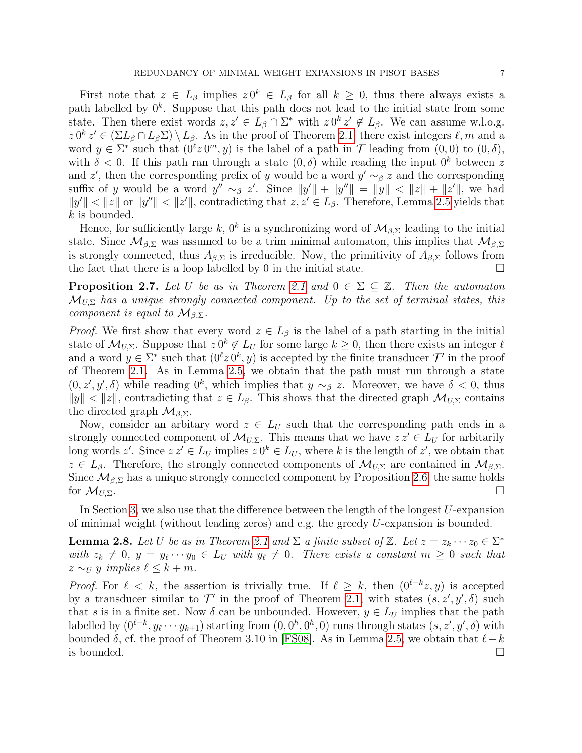First note that $z \in L_\beta$ implies $z\,0^k \in L_\beta$ for all $k \geq 0$, thus there always exists a path labelled by $0^k$. Suppose that this path does not lead to the initial state from some state. Then there exist words $z, z' \in L_\beta \cap \Sigma^*$ with $z\,0^k\,z' \notin L_\beta$. We can assume w.l.o.g. $z\,0^k\,z' \in (\Sigma L_\beta \cap L_\beta \Sigma) \setminus L_\beta$. As in the proof of Theorem 2.1, there exist integers $\ell, m$ and a word $y \in \Sigma^*$ such that $(0^\ell z\,0^m, y)$ is the label of a path in $\mathcal{T}$ leading from $(0,0)$ to $(0,\delta)$, with $\delta < 0$. If this path ran through a state $(0,\delta)$ while reading the input $0^k$ between $z$ and $z'$, then the corresponding prefix of $y$ would be a word $y' \sim_\beta z$ and the corresponding suffix of $y$ would be a word $y'' \sim_\beta z'$. Since $\|y'\| + \|y''\| = \|y\| < \|z\| + \|z'\|$, we had $\|y'\| < \|z\|$ or $\|y''\| < \|z'\|$, contradicting that $z, z' \in L_\beta$. Therefore, Lemma 2.5 yields that $k$ is bounded.

Hence, for sufficiently large $k$, $0^k$ is a synchronizing word of $\mathcal{M}_{\beta,\Sigma}$ leading to the initial state. Since $\mathcal{M}_{\beta,\Sigma}$ was assumed to be a trim minimal automaton, this implies that $\mathcal{M}_{\beta,\Sigma}$ is strongly connected, thus $A_{\beta,\Sigma}$ is irreducible. Now, the primitivity of $A_{\beta,\Sigma}$ follows from the fact that there is a loop labelled by 0 in the initial state. $\square$

**Proposition 2.7.** *Let $U$ be as in Theorem 2.1 and $0 \in \Sigma \subseteq \mathbb{Z}$. Then the automaton $\mathcal{M}_{U,\Sigma}$ has a unique strongly connected component. Up to the set of terminal states, this component is equal to $\mathcal{M}_{\beta,\Sigma}$.*

*Proof.* We first show that every word $z \in L_\beta$ is the label of a path starting in the initial state of $\mathcal{M}_{U,\Sigma}$. Suppose that $z\,0^k \notin L_U$ for some large $k \geq 0$, then there exists an integer $\ell$ and a word $y \in \Sigma^*$ such that $(0^\ell z\,0^k, y)$ is accepted by the finite transducer $\mathcal{T}'$ in the proof of Theorem 2.1. As in Lemma 2.5, we obtain that the path must run through a state $(0, z', y', \delta)$ while reading $0^k$, which implies that $y \sim_\beta z$. Moreover, we have $\delta < 0$, thus $\|y\| < \|z\|$, contradicting that $z \in L_\beta$. This shows that the directed graph $\mathcal{M}_{U,\Sigma}$ contains the directed graph $\mathcal{M}_{\beta,\Sigma}$.

Now, consider an arbitary word $z \in L_U$ such that the corresponding path ends in a strongly connected component of $\mathcal{M}_{U,\Sigma}$. This means that we have $z\,z' \in L_U$ for arbitarily long words $z'$. Since $z\,z' \in L_U$ implies $z\,0^k \in L_U$, where $k$ is the length of $z'$, we obtain that $z \in L_\beta$. Therefore, the strongly connected components of $\mathcal{M}_{U,\Sigma}$ are contained in $\mathcal{M}_{\beta,\Sigma}$. Since $\mathcal{M}_{\beta,\Sigma}$ has a unique strongly connected component by Proposition 2.6, the same holds for $\mathcal{M}_{U,\Sigma}$. $\square$

In Section 3, we also use that the difference between the length of the longest $U$-expansion of minimal weight (without leading zeros) and e.g. the greedy $U$-expansion is bounded.

**Lemma 2.8.** *Let $U$ be as in Theorem 2.1 and $\Sigma$ a finite subset of $\mathbb{Z}$. Let $z = z_k \cdots z_0 \in \Sigma^*$ with $z_k \neq 0$, $y = y_\ell \cdots y_0 \in L_U$ with $y_\ell \neq 0$. There exists a constant $m \geq 0$ such that $z \sim_U y$ implies $\ell \leq k + m$.*

*Proof.* For $\ell < k$, the assertion is trivially true. If $\ell \geq k$, then $(0^{\ell-k} z, y)$ is accepted by a transducer similar to $\mathcal{T}'$ in the proof of Theorem 2.1, with states $(s, z', y', \delta)$ such that $s$ is in a finite set. Now $\delta$ can be unbounded. However, $y \in L_U$ implies that the path labelled by $(0^{\ell-k}, y_\ell \cdots y_{k+1})$ starting from $(0, 0^h, 0^h, 0)$ runs through states $(s, z', y', \delta)$ with bounded $\delta$, cf. the proof of Theorem 3.10 in [FS08]. As in Lemma 2.5, we obtain that $\ell - k$ is bounded. $\square$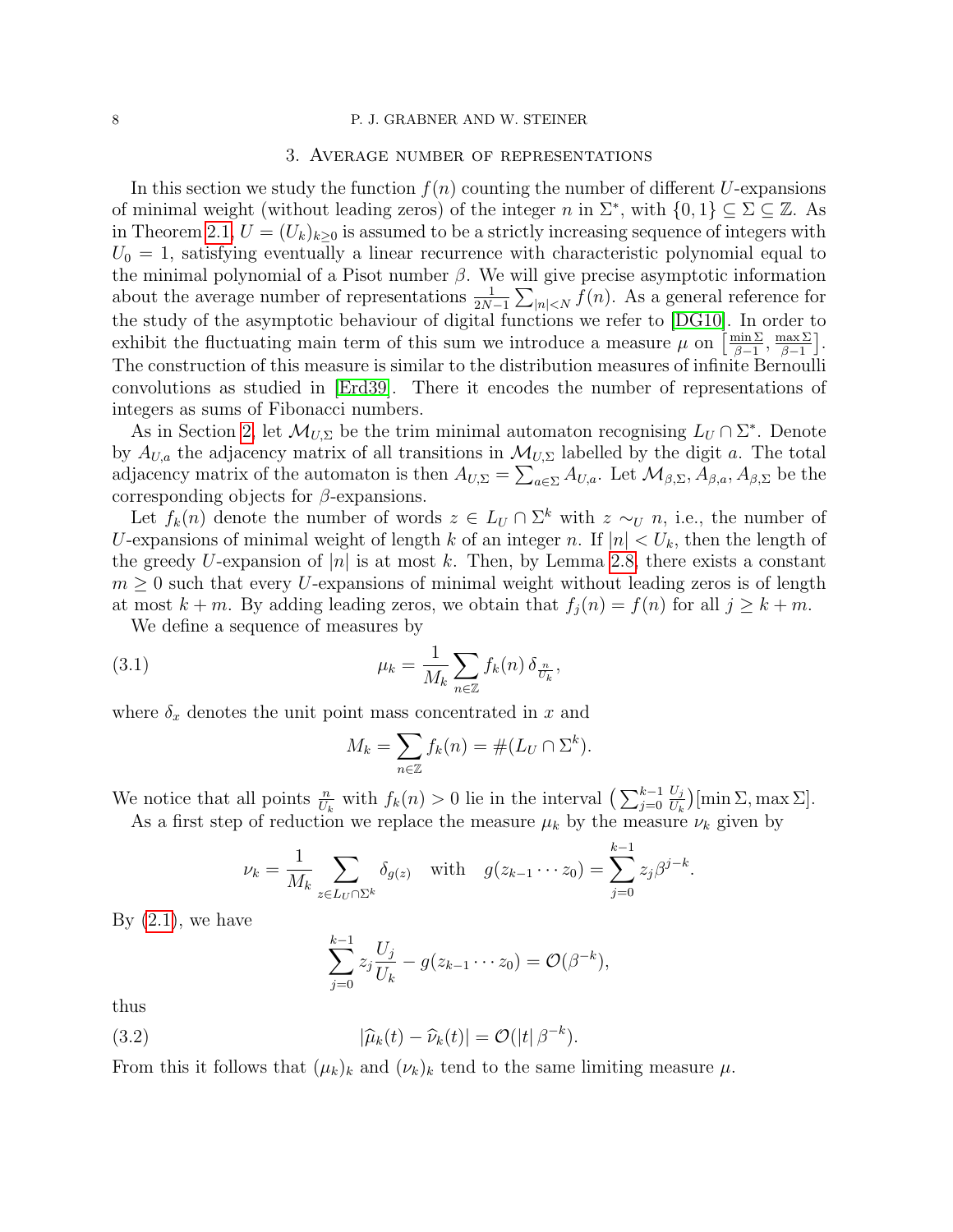## 3. Average number of representations

In this section we study the function $f(n)$ counting the number of different $U$-expansions of minimal weight (without leading zeros) of the integer $n$ in $\Sigma^*$, with $\{0,1\} \subseteq \Sigma \subseteq \mathbb{Z}$. As in Theorem 2.1, $U = (U_k)_{k\geq 0}$ is assumed to be a strictly increasing sequence of integers with $U_0 = 1$, satisfying eventually a linear recurrence with characteristic polynomial equal to the minimal polynomial of a Pisot number $\beta$. We will give precise asymptotic information about the average number of representations $\frac{1}{2N-1}\sum_{|n|<N} f(n)$. As a general reference for the study of the asymptotic behaviour of digital functions we refer to [DG10]. In order to exhibit the fluctuating main term of this sum we introduce a measure $\mu$ on $\left[\frac{\min\Sigma}{\beta-1}, \frac{\max\Sigma}{\beta-1}\right]$. The construction of this measure is similar to the distribution measures of infinite Bernoulli convolutions as studied in [Erd39]. There it encodes the number of representations of integers as sums of Fibonacci numbers.

As in Section 2, let $\mathcal{M}_{U,\Sigma}$ be the trim minimal automaton recognising $L_U \cap \Sigma^*$. Denote by $A_{U,a}$ the adjacency matrix of all transitions in $\mathcal{M}_{U,\Sigma}$ labelled by the digit $a$. The total adjacency matrix of the automaton is then $A_{U,\Sigma} = \sum_{a\in\Sigma} A_{U,a}$. Let $\mathcal{M}_{\beta,\Sigma}, A_{\beta,a}, A_{\beta,\Sigma}$ be the corresponding objects for $\beta$-expansions.

Let $f_k(n)$ denote the number of words $z \in L_U \cap \Sigma^k$ with $z \sim_U n$, i.e., the number of $U$-expansions of minimal weight of length $k$ of an integer $n$. If $|n| < U_k$, then the length of the greedy $U$-expansion of $|n|$ is at most $k$. Then, by Lemma 2.8, there exists a constant $m \geq 0$ such that every $U$-expansions of minimal weight without leading zeros is of length at most $k+m$. By adding leading zeros, we obtain that $f_j(n) = f(n)$ for all $j \geq k+m$.

We define a sequence of measures by

$$\mu_k = \frac{1}{M_k}\sum_{n\in\mathbb{Z}} f_k(n)\,\delta_{\frac{n}{U_k}}, \tag{3.1}$$

where $\delta_x$ denotes the unit point mass concentrated in $x$ and

$$M_k = \sum_{n\in\mathbb{Z}} f_k(n) = \#(L_U \cap \Sigma^k).$$

We notice that all points $\frac{n}{U_k}$ with $f_k(n) > 0$ lie in the interval $\left(\sum_{j=0}^{k-1}\frac{U_j}{U_k}\right)[\min\Sigma, \max\Sigma]$.

As a first step of reduction we replace the measure $\mu_k$ by the measure $\nu_k$ given by

$$\nu_k = \frac{1}{M_k}\sum_{z\in L_U\cap\Sigma^k} \delta_{g(z)} \quad \text{with} \quad g(z_{k-1}\cdots z_0) = \sum_{j=0}^{k-1} z_j \beta^{j-k}.$$

By (2.1), we have

$$\sum_{j=0}^{k-1} z_j \frac{U_j}{U_k} - g(z_{k-1}\cdots z_0) = \mathcal{O}(\beta^{-k}),$$

thus

$$|\widehat{\mu}_k(t) - \widehat{\nu}_k(t)| = \mathcal{O}(|t|\,\beta^{-k}). \tag{3.2}$$

From this it follows that $(\mu_k)_k$ and $(\nu_k)_k$ tend to the same limiting measure $\mu$.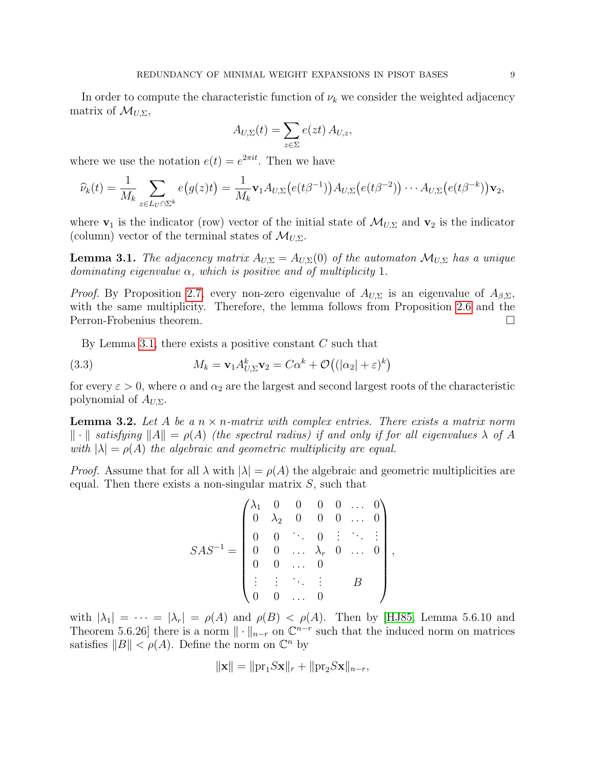In order to compute the characteristic function of $\nu_k$ we consider the weighted adjacency matrix of $\mathcal{M}_{U,\Sigma}$,

$$A_{U,\Sigma}(t) = \sum_{z\in\Sigma} e(zt)\, A_{U,z},$$

where we use the notation $e(t) = e^{2\pi i t}$. Then we have

$$\widehat{\nu}_k(t) = \frac{1}{M_k} \sum_{z\in L_U\cap\Sigma^k} e\big(g(z)t\big) = \frac{1}{M_k} \mathbf{v}_1 A_{U,\Sigma}\big(e(t\beta^{-1})\big) A_{U,\Sigma}\big(e(t\beta^{-2})\big) \cdots A_{U,\Sigma}\big(e(t\beta^{-k})\big)\mathbf{v}_2,$$

where $\mathbf{v}_1$ is the indicator (row) vector of the initial state of $\mathcal{M}_{U,\Sigma}$ and $\mathbf{v}_2$ is the indicator (column) vector of the terminal states of $\mathcal{M}_{U,\Sigma}$.

**Lemma 3.1.** *The adjacency matrix $A_{U,\Sigma} = A_{U,\Sigma}(0)$ of the automaton $\mathcal{M}_{U,\Sigma}$ has a unique dominating eigenvalue $\alpha$, which is positive and of multiplicity 1.*

*Proof.* By Proposition 2.7, every non-zero eigenvalue of $A_{U,\Sigma}$ is an eigenvalue of $A_{\beta,\Sigma}$, with the same multiplicity. Therefore, the lemma follows from Proposition 2.6 and the Perron-Frobenius theorem. $\square$

By Lemma 3.1, there exists a positive constant $C$ such that

$$M_k = \mathbf{v}_1 A_{U,\Sigma}^k \mathbf{v}_2 = C\alpha^k + \mathcal{O}\big((|\alpha_2| + \varepsilon)^k\big) \tag{3.3}$$

for every $\varepsilon > 0$, where $\alpha$ and $\alpha_2$ are the largest and second largest roots of the characteristic polynomial of $A_{U,\Sigma}$.

**Lemma 3.2.** *Let $A$ be a $n\times n$-matrix with complex entries. There exists a matrix norm $\|\cdot\|$ satisfying $\|A\| = \rho(A)$ (the spectral radius) if and only if for all eigenvalues $\lambda$ of $A$ with $|\lambda| = \rho(A)$ the algebraic and geometric multiplicity are equal.*

*Proof.* Assume that for all $\lambda$ with $|\lambda| = \rho(A)$ the algebraic and geometric multiplicities are equal. Then there exists a non-singular matrix $S$, such that

$$SAS^{-1} = \begin{pmatrix} \lambda_1 & 0 & 0 & 0 & 0 & \dots & 0 \\ 0 & \lambda_2 & 0 & 0 & 0 & \dots & 0 \\ 0 & 0 & \ddots & 0 & \vdots & \ddots & \vdots \\ 0 & 0 & \dots & \lambda_r & 0 & \dots & 0 \\ 0 & 0 & \dots & 0 & & & \\ \vdots & \vdots & \ddots & \vdots & & B & \\ 0 & 0 & \dots & 0 & & & \end{pmatrix},$$

with $|\lambda_1| = \cdots = |\lambda_r| = \rho(A)$ and $\rho(B) < \rho(A)$. Then by [HJ85, Lemma 5.6.10 and Theorem 5.6.26] there is a norm $\|\cdot\|_{n-r}$ on $\mathbb{C}^{n-r}$ such that the induced norm on matrices satisfies $\|B\| < \rho(A)$. Define the norm on $\mathbb{C}^n$ by

$$\|\mathbf{x}\| = \|\mathrm{pr}_1 S\mathbf{x}\|_r + \|\mathrm{pr}_2 S\mathbf{x}\|_{n-r},$$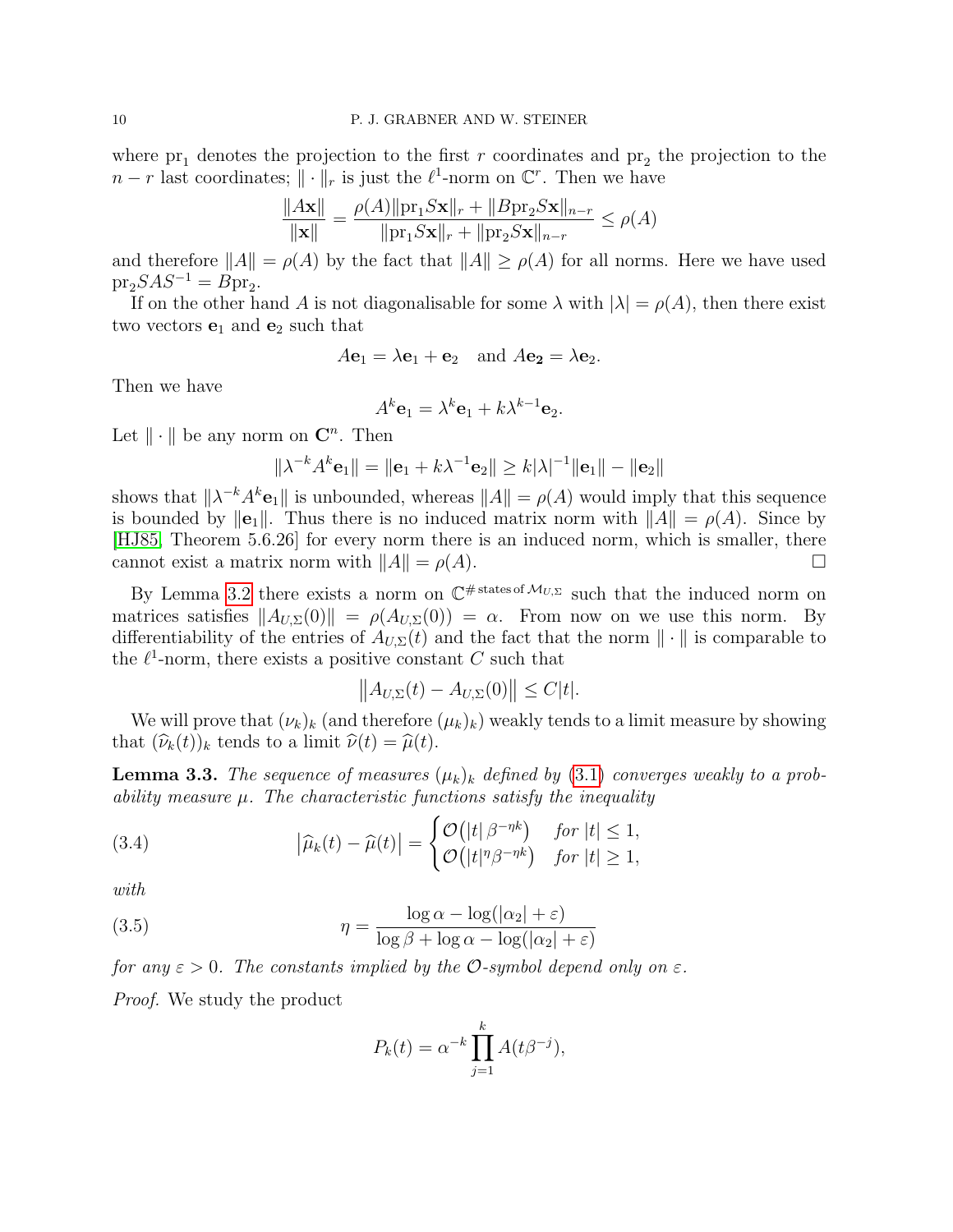where $\mathrm{pr}_1$ denotes the projection to the first $r$ coordinates and $\mathrm{pr}_2$ the projection to the $n-r$ last coordinates; $\|\cdot\|_r$ is just the $\ell^1$-norm on $\mathbb{C}^r$. Then we have

$$\frac{\|A\mathbf{x}\|}{\|\mathbf{x}\|} = \frac{\rho(A)\|\mathrm{pr}_1 S\mathbf{x}\|_r + \|B\mathrm{pr}_2 S\mathbf{x}\|_{n-r}}{\|\mathrm{pr}_1 S\mathbf{x}\|_r + \|\mathrm{pr}_2 S\mathbf{x}\|_{n-r}} \leq \rho(A)$$

and therefore $\|A\| = \rho(A)$ by the fact that $\|A\| \geq \rho(A)$ for all norms. Here we have used $\mathrm{pr}_2 SAS^{-1} = B\mathrm{pr}_2$.

If on the other hand $A$ is not diagonalisable for some $\lambda$ with $|\lambda| = \rho(A)$, then there exist two vectors $\mathbf{e}_1$ and $\mathbf{e}_2$ such that

$$A\mathbf{e}_1 = \lambda\mathbf{e}_1 + \mathbf{e}_2 \quad \text{and } A\mathbf{e_2} = \lambda\mathbf{e}_2.$$

Then we have

$$A^k\mathbf{e}_1 = \lambda^k\mathbf{e}_1 + k\lambda^{k-1}\mathbf{e}_2.$$

Let $\|\cdot\|$ be any norm on $\mathbf{C}^n$. Then

$$\|\lambda^{-k}A^k\mathbf{e}_1\| = \|\mathbf{e}_1 + k\lambda^{-1}\mathbf{e}_2\| \geq k|\lambda|^{-1}\|\mathbf{e}_1\| - \|\mathbf{e}_2\|$$

shows that $\|\lambda^{-k}A^k\mathbf{e}_1\|$ is unbounded, whereas $\|A\| = \rho(A)$ would imply that this sequence is bounded by $\|\mathbf{e}_1\|$. Thus there is no induced matrix norm with $\|A\| = \rho(A)$. Since by [HJ85, Theorem 5.6.26] for every norm there is an induced norm, which is smaller, there cannot exist a matrix norm with $\|A\| = \rho(A)$. □

By Lemma 3.2 there exists a norm on $\mathbb{C}^{\#\,\text{states of}\,\mathcal{M}_{U,\Sigma}}$ such that the induced norm on matrices satisfies $\|A_{U,\Sigma}(0)\| = \rho(A_{U,\Sigma}(0)) = \alpha$. From now on we use this norm. By differentiability of the entries of $A_{U,\Sigma}(t)$ and the fact that the norm $\|\cdot\|$ is comparable to the $\ell^1$-norm, there exists a positive constant $C$ such that

$$\left\|A_{U,\Sigma}(t) - A_{U,\Sigma}(0)\right\| \leq C|t|.$$

We will prove that $(\nu_k)_k$ (and therefore $(\mu_k)_k$) weakly tends to a limit measure by showing that $(\widehat{\nu}_k(t))_k$ tends to a limit $\widehat{\nu}(t) = \widehat{\mu}(t)$.

**Lemma 3.3.** *The sequence of measures $(\mu_k)_k$ defined by (3.1) converges weakly to a probability measure $\mu$. The characteristic functions satisfy the inequality*

$$\left|\widehat{\mu}_k(t) - \widehat{\mu}(t)\right| = \begin{cases} \mathcal{O}\big(|t|\,\beta^{-\eta k}\big) & \text{for } |t| \leq 1, \\ \mathcal{O}\big(|t|^{\eta}\beta^{-\eta k}\big) & \text{for } |t| \geq 1, \end{cases} \tag{3.4}$$

*with*

$$\eta = \frac{\log\alpha - \log(|\alpha_2| + \varepsilon)}{\log\beta + \log\alpha - \log(|\alpha_2| + \varepsilon)} \tag{3.5}$$

*for any $\varepsilon > 0$. The constants implied by the $\mathcal{O}$-symbol depend only on $\varepsilon$.*

*Proof.* We study the product

$$P_k(t) = \alpha^{-k}\prod_{j=1}^{k} A(t\beta^{-j}),$$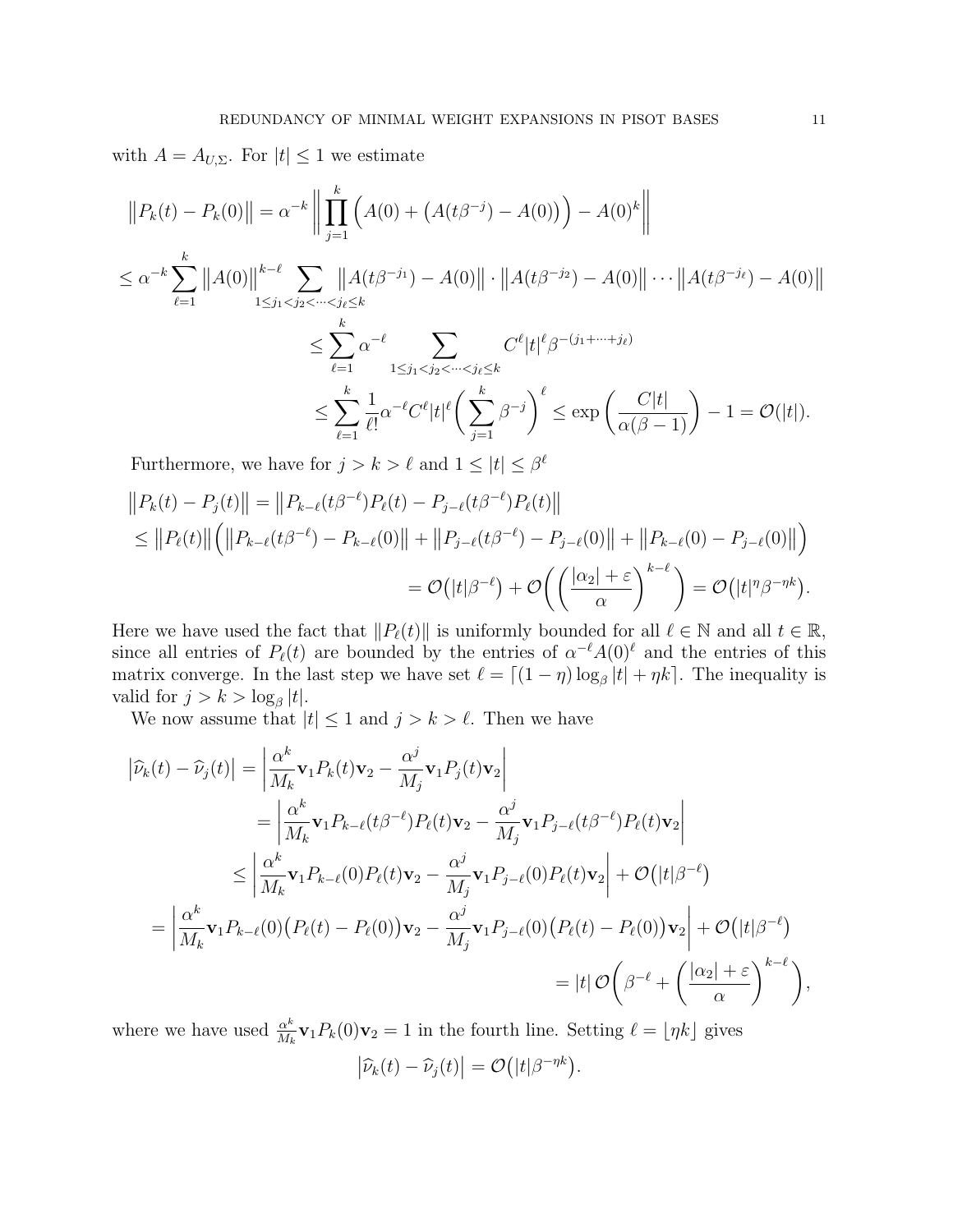with $A = A_{U,\Sigma}$. For $|t| \le 1$ we estimate

$$
\begin{aligned}
\big\|P_k(t) - P_k(0)\big\| &= \alpha^{-k} \left\| \prod_{j=1}^{k} \Big(A(0) + \big(A(t\beta^{-j}) - A(0)\big)\Big) - A(0)^k \right\| \\
\le \alpha^{-k} \sum_{\ell=1}^{k} \big\|A(0)\big\|^{k-\ell} &\sum_{1 \le j_1 < j_2 < \cdots < j_\ell \le k} \big\|A(t\beta^{-j_1}) - A(0)\big\| \cdot \big\|A(t\beta^{-j_2}) - A(0)\big\| \cdots \big\|A(t\beta^{-j_\ell}) - A(0)\big\| \\
&\le \sum_{\ell=1}^{k} \alpha^{-\ell} \sum_{1 \le j_1 < j_2 < \cdots < j_\ell \le k} C^\ell |t|^\ell \beta^{-(j_1 + \cdots + j_\ell)} \\
&\le \sum_{\ell=1}^{k} \frac{1}{\ell!} \alpha^{-\ell} C^\ell |t|^\ell \bigg( \sum_{j=1}^{k} \beta^{-j} \bigg)^{\ell} \le \exp\bigg( \frac{C|t|}{\alpha(\beta - 1)} \bigg) - 1 = \mathcal{O}(|t|).
\end{aligned}
$$

Furthermore, we have for $j > k > \ell$ and $1 \le |t| \le \beta^\ell$

$$
\begin{aligned}
&\big\|P_k(t) - P_j(t)\big\| = \big\|P_{k-\ell}(t\beta^{-\ell})P_\ell(t) - P_{j-\ell}(t\beta^{-\ell})P_\ell(t)\big\| \\
&\le \big\|P_\ell(t)\big\| \Big( \big\|P_{k-\ell}(t\beta^{-\ell}) - P_{k-\ell}(0)\big\| + \big\|P_{j-\ell}(t\beta^{-\ell}) - P_{j-\ell}(0)\big\| + \big\|P_{k-\ell}(0) - P_{j-\ell}(0)\big\| \Big) \\
&\qquad = \mathcal{O}\big(|t|\beta^{-\ell}\big) + \mathcal{O}\bigg( \bigg( \frac{|\alpha_2| + \varepsilon}{\alpha} \bigg)^{k-\ell} \bigg) = \mathcal{O}\big(|t|^\eta \beta^{-\eta k}\big).
\end{aligned}
$$

Here we have used the fact that $\|P_\ell(t)\|$ is uniformly bounded for all $\ell \in \mathbb{N}$ and all $t \in \mathbb{R}$, since all entries of $P_\ell(t)$ are bounded by the entries of $\alpha^{-\ell} A(0)^\ell$ and the entries of this matrix converge. In the last step we have set $\ell = \lceil (1-\eta)\log_\beta |t| + \eta k \rceil$. The inequality is valid for $j > k > \log_\beta |t|$.

We now assume that $|t| \le 1$ and $j > k > \ell$. Then we have

$$
\begin{aligned}
\big|\widehat{\nu}_k(t) - \widehat{\nu}_j(t)\big| &= \left| \frac{\alpha^k}{M_k} \mathbf{v}_1 P_k(t) \mathbf{v}_2 - \frac{\alpha^j}{M_j} \mathbf{v}_1 P_j(t) \mathbf{v}_2 \right| \\
&= \left| \frac{\alpha^k}{M_k} \mathbf{v}_1 P_{k-\ell}(t\beta^{-\ell}) P_\ell(t) \mathbf{v}_2 - \frac{\alpha^j}{M_j} \mathbf{v}_1 P_{j-\ell}(t\beta^{-\ell}) P_\ell(t) \mathbf{v}_2 \right| \\
&\le \left| \frac{\alpha^k}{M_k} \mathbf{v}_1 P_{k-\ell}(0) P_\ell(t) \mathbf{v}_2 - \frac{\alpha^j}{M_j} \mathbf{v}_1 P_{j-\ell}(0) P_\ell(t) \mathbf{v}_2 \right| + \mathcal{O}\big(|t|\beta^{-\ell}\big) \\
&= \left| \frac{\alpha^k}{M_k} \mathbf{v}_1 P_{k-\ell}(0) \big(P_\ell(t) - P_\ell(0)\big) \mathbf{v}_2 - \frac{\alpha^j}{M_j} \mathbf{v}_1 P_{j-\ell}(0) \big(P_\ell(t) - P_\ell(0)\big) \mathbf{v}_2 \right| + \mathcal{O}\big(|t|\beta^{-\ell}\big) \\
&= |t|\, \mathcal{O}\bigg( \beta^{-\ell} + \bigg( \frac{|\alpha_2| + \varepsilon}{\alpha} \bigg)^{k-\ell} \bigg),
\end{aligned}
$$

where we have used $\frac{\alpha^k}{M_k} \mathbf{v}_1 P_k(0) \mathbf{v}_2 = 1$ in the fourth line. Setting $\ell = \lfloor \eta k \rfloor$ gives

$$
\big|\widehat{\nu}_k(t) - \widehat{\nu}_j(t)\big| = \mathcal{O}\big(|t|\beta^{-\eta k}\big).
$$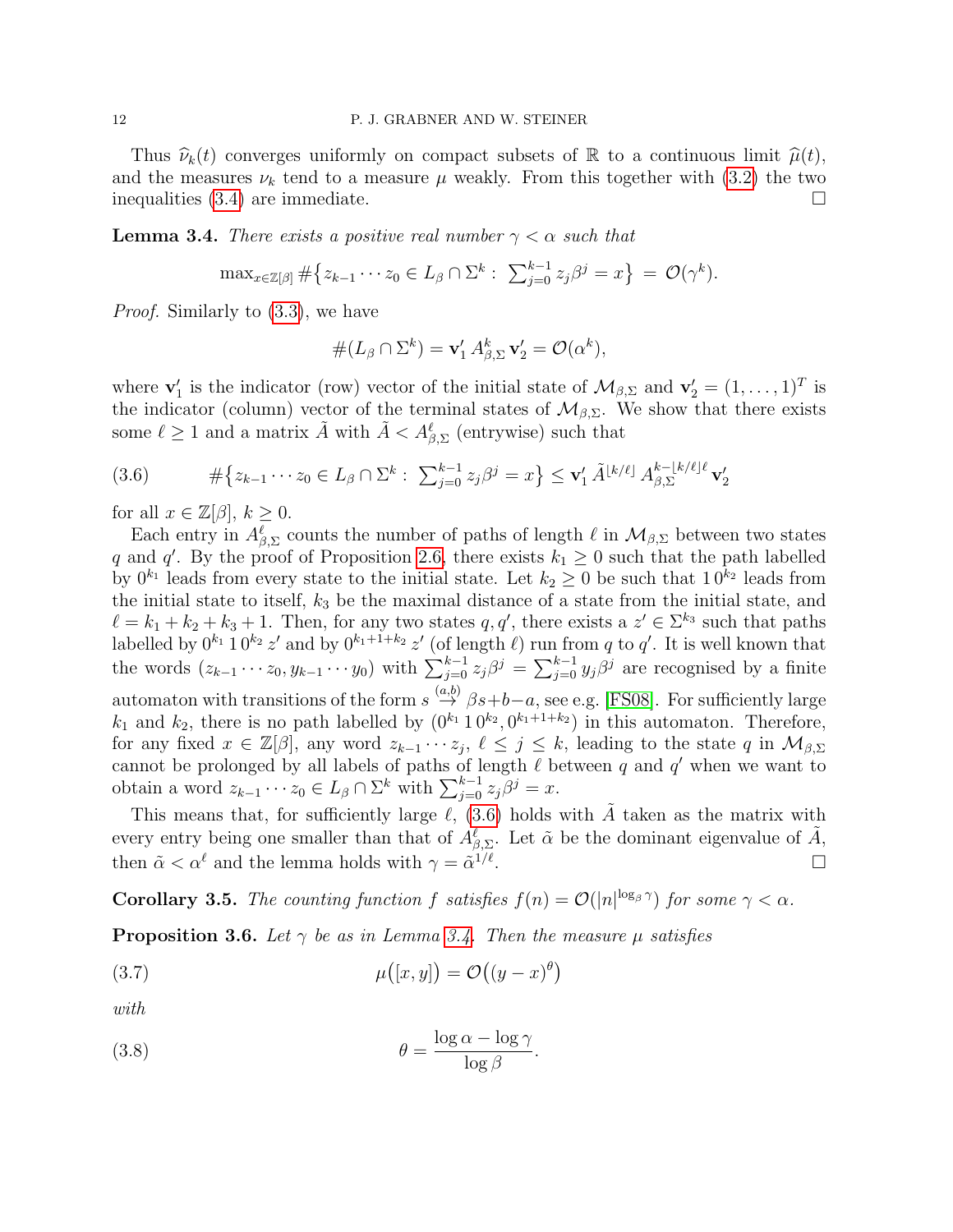Thus $\widehat{\nu}_k(t)$ converges uniformly on compact subsets of $\mathbb{R}$ to a continuous limit $\widehat{\mu}(t)$, and the measures $\nu_k$ tend to a measure $\mu$ weakly. From this together with (3.2) the two inequalities (3.4) are immediate. $\square$

**Lemma 3.4.** *There exists a positive real number $\gamma < \alpha$ such that*

$$\max_{x\in\mathbb{Z}[\beta]} \#\big\{z_{k-1}\cdots z_0 \in L_\beta \cap \Sigma^k :\ \textstyle\sum_{j=0}^{k-1} z_j\beta^j = x\big\} \;=\; \mathcal{O}(\gamma^k).$$

*Proof.* Similarly to (3.3), we have

$$\#(L_\beta \cap \Sigma^k) = \mathbf{v}_1'\, A_{\beta,\Sigma}^k\, \mathbf{v}_2' = \mathcal{O}(\alpha^k),$$

where $\mathbf{v}_1'$ is the indicator (row) vector of the initial state of $\mathcal{M}_{\beta,\Sigma}$ and $\mathbf{v}_2' = (1,\ldots,1)^T$ is the indicator (column) vector of the terminal states of $\mathcal{M}_{\beta,\Sigma}$. We show that there exists some $\ell \ge 1$ and a matrix $\tilde{A}$ with $\tilde{A} < A_{\beta,\Sigma}^\ell$ (entrywise) such that

$$\#\big\{z_{k-1}\cdots z_0 \in L_\beta \cap \Sigma^k :\ \textstyle\sum_{j=0}^{k-1} z_j\beta^j = x\big\} \le \mathbf{v}_1'\, \tilde{A}^{\lfloor k/\ell\rfloor}\, A_{\beta,\Sigma}^{k-\lfloor k/\ell\rfloor \ell}\, \mathbf{v}_2' \tag{3.6}$$

for all $x \in \mathbb{Z}[\beta]$, $k \ge 0$.

Each entry in $A_{\beta,\Sigma}^\ell$ counts the number of paths of length $\ell$ in $\mathcal{M}_{\beta,\Sigma}$ between two states $q$ and $q'$. By the proof of Proposition 2.6, there exists $k_1 \ge 0$ such that the path labelled by $0^{k_1}$ leads from every state to the initial state. Let $k_2 \ge 0$ be such that $1\,0^{k_2}$ leads from the initial state to itself, $k_3$ be the maximal distance of a state from the initial state, and $\ell = k_1 + k_2 + k_3 + 1$. Then, for any two states $q, q'$, there exists a $z' \in \Sigma^{k_3}$ such that paths labelled by $0^{k_1}\,1\,0^{k_2}\,z'$ and by $0^{k_1+1+k_2}\,z'$ (of length $\ell$) run from $q$ to $q'$. It is well known that the words $(z_{k-1}\cdots z_0, y_{k-1}\cdots y_0)$ with $\sum_{j=0}^{k-1} z_j\beta^j = \sum_{j=0}^{k-1} y_j\beta^j$ are recognised by a finite automaton with transitions of the form $s \stackrel{(a,b)}{\to} \beta s + b - a$, see e.g. [FS08]. For sufficiently large $k_1$ and $k_2$, there is no path labelled by $(0^{k_1}\,1\,0^{k_2}, 0^{k_1+1+k_2})$ in this automaton. Therefore, for any fixed $x \in \mathbb{Z}[\beta]$, any word $z_{k-1}\cdots z_j$, $\ell \le j \le k$, leading to the state $q$ in $\mathcal{M}_{\beta,\Sigma}$ cannot be prolonged by all labels of paths of length $\ell$ between $q$ and $q'$ when we want to obtain a word $z_{k-1}\cdots z_0 \in L_\beta \cap \Sigma^k$ with $\sum_{j=0}^{k-1} z_j\beta^j = x$.

This means that, for sufficiently large $\ell$, (3.6) holds with $\tilde{A}$ taken as the matrix with every entry being one smaller than that of $A_{\beta,\Sigma}^\ell$. Let $\tilde{\alpha}$ be the dominant eigenvalue of $\tilde{A}$, then $\tilde{\alpha} < \alpha^\ell$ and the lemma holds with $\gamma = \tilde{\alpha}^{1/\ell}$. $\square$

**Corollary 3.5.** *The counting function $f$ satisfies $f(n) = \mathcal{O}(|n|^{\log_\beta \gamma})$ for some $\gamma < \alpha$.*

**Proposition 3.6.** *Let $\gamma$ be as in Lemma 3.4. Then the measure $\mu$ satisfies*

$$\mu\big([x,y]\big) = \mathcal{O}\big((y-x)^\theta\big) \tag{3.7}$$

*with*

$$\theta = \frac{\log\alpha - \log\gamma}{\log\beta}. \tag{3.8}$$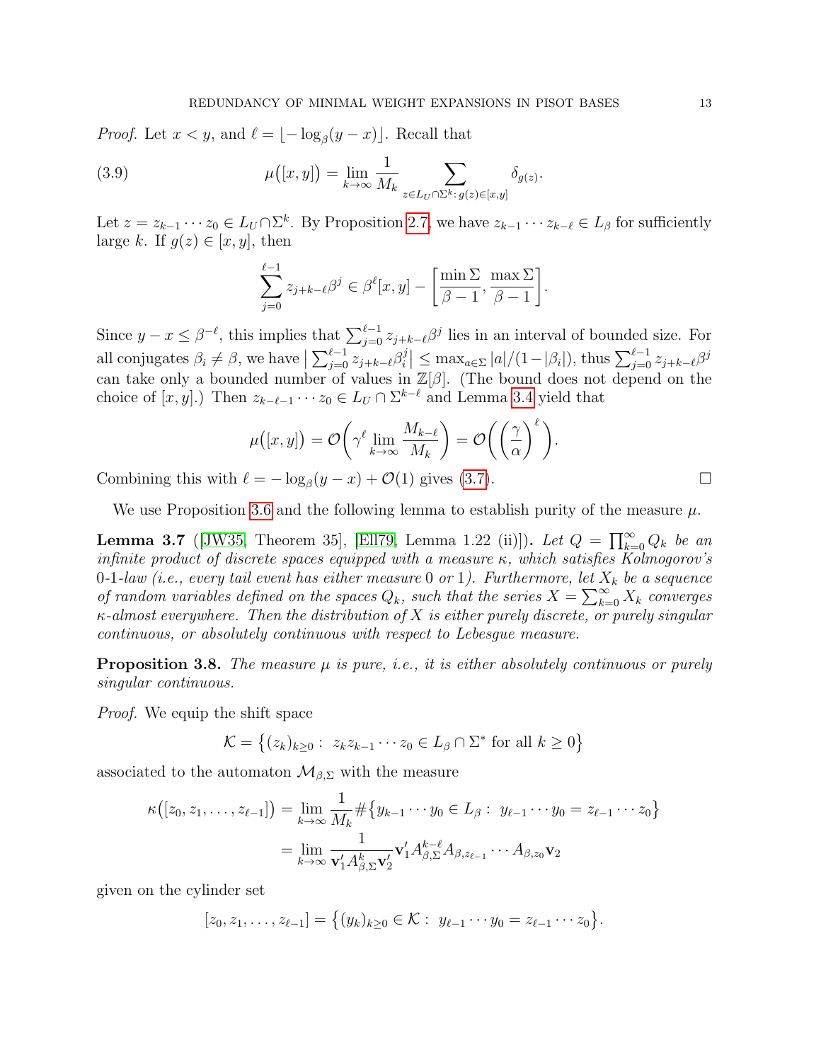*Proof.* Let $x < y$, and $\ell = \lfloor -\log_\beta(y-x) \rfloor$. Recall that

$$\mu\big([x,y]\big) = \lim_{k\to\infty} \frac{1}{M_k} \sum_{z \in L_U \cap \Sigma^k:\, g(z)\in[x,y]} \delta_{g(z)}. \tag{3.9}$$

Let $z = z_{k-1}\cdots z_0 \in L_U \cap \Sigma^k$. By Proposition 2.7, we have $z_{k-1}\cdots z_{k-\ell} \in L_\beta$ for sufficiently large $k$. If $g(z) \in [x,y]$, then

$$\sum_{j=0}^{\ell-1} z_{j+k-\ell}\beta^j \in \beta^\ell[x,y] - \left[\frac{\min\Sigma}{\beta-1}, \frac{\max\Sigma}{\beta-1}\right].$$

Since $y - x \le \beta^{-\ell}$, this implies that $\sum_{j=0}^{\ell-1} z_{j+k-\ell}\beta^j$ lies in an interval of bounded size. For all conjugates $\beta_i \ne \beta$, we have $\big|\sum_{j=0}^{\ell-1} z_{j+k-\ell}\beta_i^j\big| \le \max_{a\in\Sigma}|a|/(1-|\beta_i|)$, thus $\sum_{j=0}^{\ell-1} z_{j+k-\ell}\beta^j$ can take only a bounded number of values in $\mathbb{Z}[\beta]$. (The bound does not depend on the choice of $[x,y]$.) Then $z_{k-\ell-1}\cdots z_0 \in L_U \cap \Sigma^{k-\ell}$ and Lemma 3.4 yield that

$$\mu\big([x,y]\big) = \mathcal{O}\left(\gamma^\ell \lim_{k\to\infty}\frac{M_{k-\ell}}{M_k}\right) = \mathcal{O}\left(\left(\frac{\gamma}{\alpha}\right)^\ell\right).$$

Combining this with $\ell = -\log_\beta(y-x) + \mathcal{O}(1)$ gives (3.7). $\square$

We use Proposition 3.6 and the following lemma to establish purity of the measure $\mu$.

**Lemma 3.7** ([JW35, Theorem 35], [Ell79, Lemma 1.22 (ii)])**.** *Let $Q = \prod_{k=0}^\infty Q_k$ be an infinite product of discrete spaces equipped with a measure $\kappa$, which satisfies Kolmogorov's 0-1-law (i.e., every tail event has either measure 0 or 1). Furthermore, let $X_k$ be a sequence of random variables defined on the spaces $Q_k$, such that the series $X = \sum_{k=0}^\infty X_k$ converges $\kappa$-almost everywhere. Then the distribution of $X$ is either purely discrete, or purely singular continuous, or absolutely continuous with respect to Lebesgue measure.*

**Proposition 3.8.** *The measure $\mu$ is pure, i.e., it is either absolutely continuous or purely singular continuous.*

*Proof.* We equip the shift space

$$\mathcal{K} = \big\{(z_k)_{k\ge0} :\ z_k z_{k-1}\cdots z_0 \in L_\beta \cap \Sigma^* \text{ for all } k \ge 0\big\}$$

associated to the automaton $\mathcal{M}_{\beta,\Sigma}$ with the measure

$$\begin{aligned}
\kappa\big([z_0, z_1, \ldots, z_{\ell-1}]\big) &= \lim_{k\to\infty} \frac{1}{M_k} \#\big\{y_{k-1}\cdots y_0 \in L_\beta :\ y_{\ell-1}\cdots y_0 = z_{\ell-1}\cdots z_0\big\} \\
&= \lim_{k\to\infty} \frac{1}{\mathbf{v}_1' A_{\beta,\Sigma}^k \mathbf{v}_2'} \mathbf{v}_1' A_{\beta,\Sigma}^{k-\ell} A_{\beta,z_{\ell-1}} \cdots A_{\beta,z_0} \mathbf{v}_2
\end{aligned}$$

given on the cylinder set

$$[z_0, z_1, \ldots, z_{\ell-1}] = \big\{(y_k)_{k\ge0} \in \mathcal{K} :\ y_{\ell-1}\cdots y_0 = z_{\ell-1}\cdots z_0\big\}.$$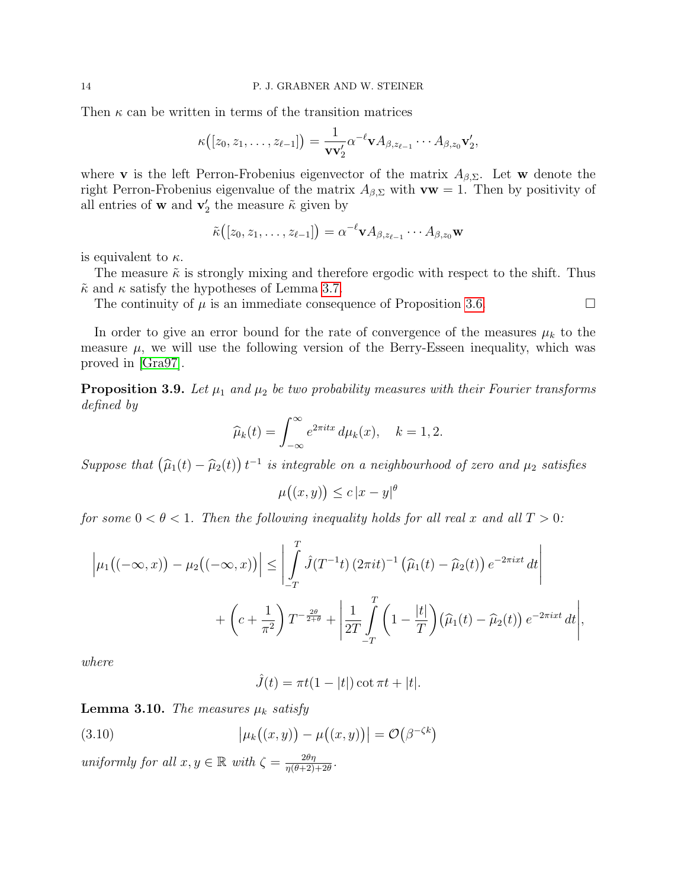Then $\kappa$ can be written in terms of the transition matrices

$$\kappa\big([z_0, z_1, \ldots, z_{\ell-1}]\big) = \frac{1}{\mathbf{v}\mathbf{v}_2'} \alpha^{-\ell} \mathbf{v} A_{\beta,z_{\ell-1}} \cdots A_{\beta,z_0} \mathbf{v}_2',$$

where $\mathbf{v}$ is the left Perron-Frobenius eigenvector of the matrix $A_{\beta,\Sigma}$. Let $\mathbf{w}$ denote the right Perron-Frobenius eigenvalue of the matrix $A_{\beta,\Sigma}$ with $\mathbf{v}\mathbf{w} = 1$. Then by positivity of all entries of $\mathbf{w}$ and $\mathbf{v}_2'$ the measure $\tilde{\kappa}$ given by

$$\tilde{\kappa}\big([z_0, z_1, \ldots, z_{\ell-1}]\big) = \alpha^{-\ell} \mathbf{v} A_{\beta,z_{\ell-1}} \cdots A_{\beta,z_0} \mathbf{w}$$

is equivalent to $\kappa$.

The measure $\tilde{\kappa}$ is strongly mixing and therefore ergodic with respect to the shift. Thus $\tilde{\kappa}$ and $\kappa$ satisfy the hypotheses of Lemma 3.7.

The continuity of $\mu$ is an immediate consequence of Proposition 3.6. $\square$

In order to give an error bound for the rate of convergence of the measures $\mu_k$ to the measure $\mu$, we will use the following version of the Berry-Esseen inequality, which was proved in [Gra97].

**Proposition 3.9.** *Let $\mu_1$ and $\mu_2$ be two probability measures with their Fourier transforms defined by*

$$\widehat{\mu}_k(t) = \int_{-\infty}^{\infty} e^{2\pi itx}\, d\mu_k(x), \quad k = 1, 2.$$

*Suppose that $\big(\widehat{\mu}_1(t) - \widehat{\mu}_2(t)\big)\, t^{-1}$ is integrable on a neighbourhood of zero and $\mu_2$ satisfies*

$$\mu\big((x, y)\big) \le c\, |x - y|^{\theta}$$

*for some $0 < \theta < 1$. Then the following inequality holds for all real $x$ and all $T > 0$:*

$$\Big|\mu_1\big((-\infty, x)\big) - \mu_2\big((-\infty, x)\big)\Big| \le \left| \int_{-T}^{T} \hat{J}(T^{-1}t)\, (2\pi i t)^{-1} \big(\widehat{\mu}_1(t) - \widehat{\mu}_2(t)\big)\, e^{-2\pi ixt}\, dt \right|$$
$$+ \left(c + \frac{1}{\pi^2}\right) T^{-\frac{2\theta}{2+\theta}} + \left| \frac{1}{2T} \int_{-T}^{T} \left(1 - \frac{|t|}{T}\right) \big(\widehat{\mu}_1(t) - \widehat{\mu}_2(t)\big)\, e^{-2\pi ixt}\, dt \right|,$$

*where*

$$\hat{J}(t) = \pi t(1 - |t|) \cot \pi t + |t|.$$

**Lemma 3.10.** *The measures $\mu_k$ satisfy*

$$\big|\mu_k\big((x, y)\big) - \mu\big((x, y)\big)\big| = \mathcal{O}\big(\beta^{-\zeta k}\big) \tag{3.10}$$

*uniformly for all $x, y \in \mathbb{R}$ with $\zeta = \frac{2\theta\eta}{\eta(\theta+2)+2\theta}$.*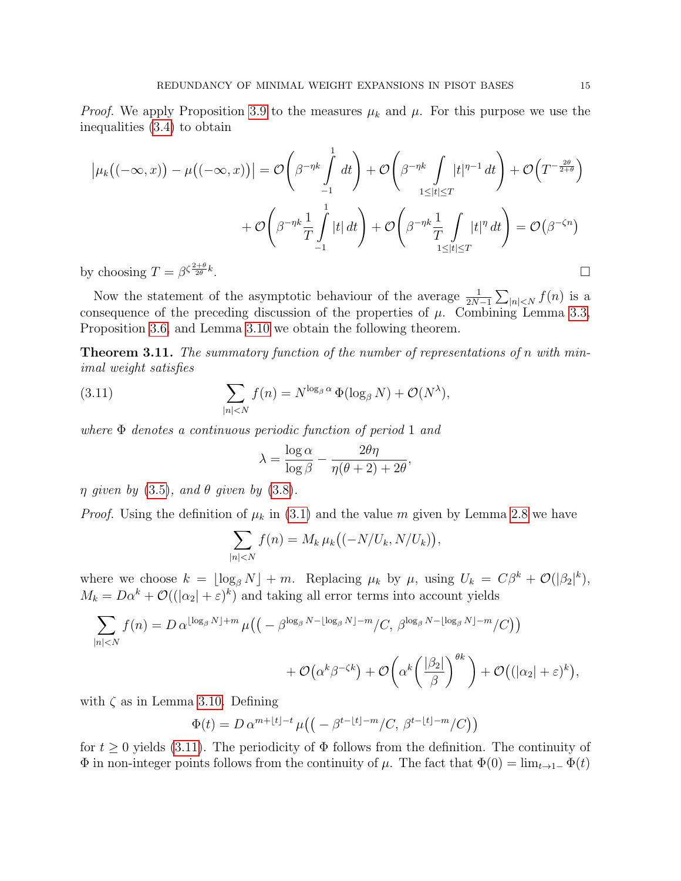*Proof.* We apply Proposition 3.9 to the measures $\mu_k$ and $\mu$. For this purpose we use the inequalities (3.4) to obtain

$$\bigl|\mu_k\bigl((-\infty,x)\bigr)-\mu\bigl((-\infty,x)\bigr)\bigr| = \mathcal{O}\Biggl(\beta^{-\eta k}\int_{-1}^{1} dt\Biggr)+\mathcal{O}\Biggl(\beta^{-\eta k}\int_{1\le|t|\le T}|t|^{\eta-1}\,dt\Biggr)+\mathcal{O}\Bigl(T^{-\frac{2\theta}{2+\theta}}\Bigr)$$
$$+\,\mathcal{O}\Biggl(\beta^{-\eta k}\frac{1}{T}\int_{-1}^{1}|t|\,dt\Biggr)+\mathcal{O}\Biggl(\beta^{-\eta k}\frac{1}{T}\int_{1\le|t|\le T}|t|^{\eta}\,dt\Biggr)=\mathcal{O}\bigl(\beta^{-\zeta n}\bigr)$$

by choosing $T=\beta^{\zeta\frac{2+\theta}{2\theta}k}$. $\square$

Now the statement of the asymptotic behaviour of the average $\frac{1}{2N-1}\sum_{|n|<N}f(n)$ is a consequence of the preceding discussion of the properties of $\mu$. Combining Lemma 3.3, Proposition 3.6, and Lemma 3.10 we obtain the following theorem.

**Theorem 3.11.** *The summatory function of the number of representations of $n$ with minimal weight satisfies*

$$\sum_{|n|<N} f(n) = N^{\log_\beta\alpha}\,\Phi(\log_\beta N)+\mathcal{O}(N^{\lambda}), \tag{3.11}$$

*where $\Phi$ denotes a continuous periodic function of period $1$ and*

$$\lambda=\frac{\log\alpha}{\log\beta}-\frac{2\theta\eta}{\eta(\theta+2)+2\theta},$$

*$\eta$ given by (3.5), and $\theta$ given by (3.8).*

*Proof.* Using the definition of $\mu_k$ in (3.1) and the value $m$ given by Lemma 2.8 we have

$$\sum_{|n|<N} f(n) = M_k\,\mu_k\bigl((-N/U_k,N/U_k)\bigr),$$

where we choose $k=\lfloor\log_\beta N\rfloor+m$. Replacing $\mu_k$ by $\mu$, using $U_k=C\beta^k+\mathcal{O}(|\beta_2|^k)$, $M_k=D\alpha^k+\mathcal{O}((|\alpha_2|+\varepsilon)^k)$ and taking all error terms into account yields

$$\sum_{|n|<N} f(n) = D\,\alpha^{\lfloor\log_\beta N\rfloor+m}\,\mu\bigl(\bigl(-\beta^{\log_\beta N-\lfloor\log_\beta N\rfloor-m}/C,\,\beta^{\log_\beta N-\lfloor\log_\beta N\rfloor-m}/C\bigr)\bigr)$$
$$+\,\mathcal{O}\bigl(\alpha^k\beta^{-\zeta k}\bigr)+\mathcal{O}\Biggl(\alpha^k\biggl(\frac{|\beta_2|}{\beta}\biggr)^{\theta k}\Biggr)+\mathcal{O}\bigl((|\alpha_2|+\varepsilon)^k\bigr),$$

with $\zeta$ as in Lemma 3.10. Defining

$$\Phi(t)=D\,\alpha^{m+\lfloor t\rfloor-t}\,\mu\bigl(\bigl(-\beta^{t-\lfloor t\rfloor-m}/C,\,\beta^{t-\lfloor t\rfloor-m}/C\bigr)\bigr)$$

for $t\ge0$ yields (3.11). The periodicity of $\Phi$ follows from the definition. The continuity of $\Phi$ in non-integer points follows from the continuity of $\mu$. The fact that $\Phi(0)=\lim_{t\to1-}\Phi(t)$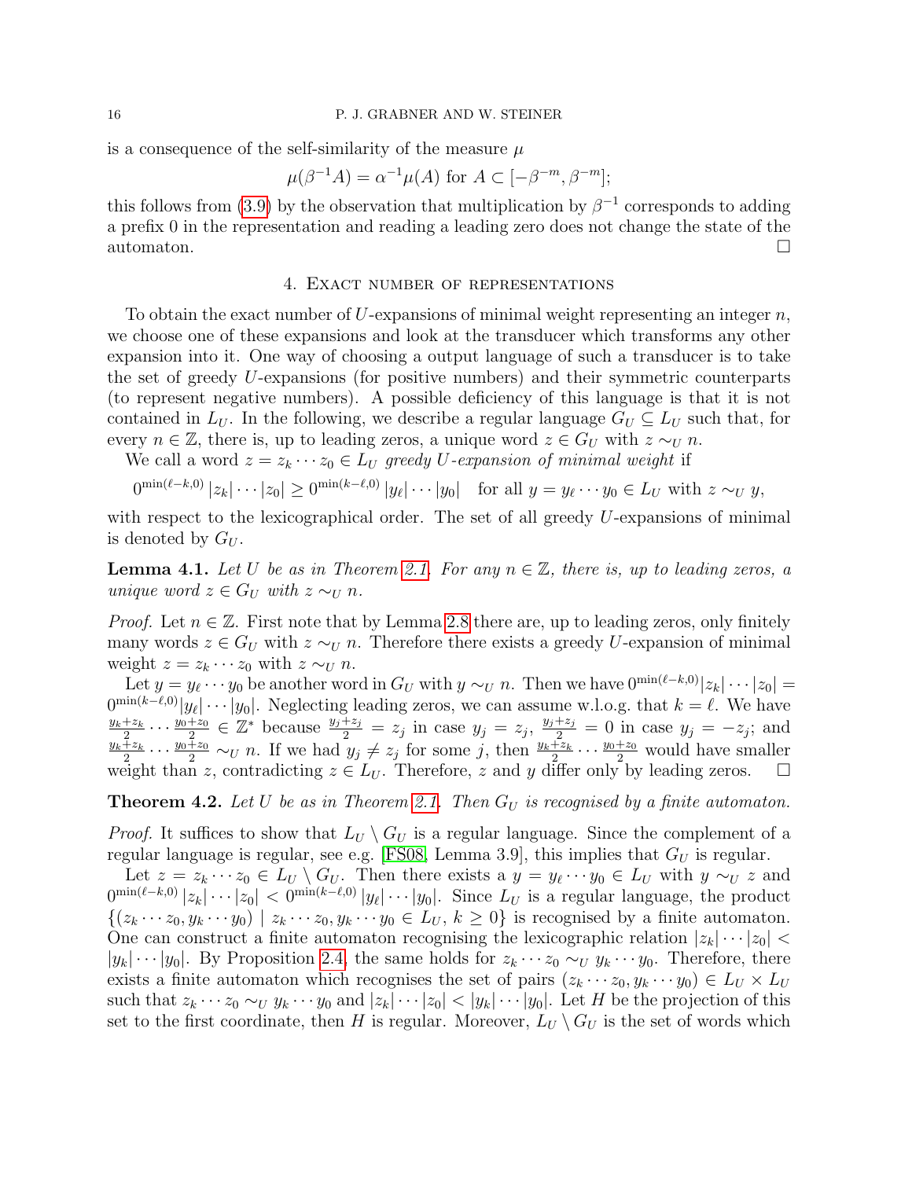is a consequence of the self-similarity of the measure $\mu$

$$\mu(\beta^{-1}A) = \alpha^{-1}\mu(A) \text{ for } A \subset [-\beta^{-m}, \beta^{-m}];$$

this follows from (3.9) by the observation that multiplication by $\beta^{-1}$ corresponds to adding a prefix 0 in the representation and reading a leading zero does not change the state of the automaton. $\square$

## 4. Exact number of representations

To obtain the exact number of $U$-expansions of minimal weight representing an integer $n$, we choose one of these expansions and look at the transducer which transforms any other expansion into it. One way of choosing a output language of such a transducer is to take the set of greedy $U$-expansions (for positive numbers) and their symmetric counterparts (to represent negative numbers). A possible deficiency of this language is that it is not contained in $L_U$. In the following, we describe a regular language $G_U \subseteq L_U$ such that, for every $n \in \mathbb{Z}$, there is, up to leading zeros, a unique word $z \in G_U$ with $z \sim_U n$.

We call a word $z = z_k \cdots z_0 \in L_U$ *greedy $U$-expansion of minimal weight* if

$$0^{\min(\ell-k,0)}\,|z_k|\cdots|z_0| \geq 0^{\min(k-\ell,0)}\,|y_\ell|\cdots|y_0| \quad \text{for all } y = y_\ell \cdots y_0 \in L_U \text{ with } z \sim_U y,$$

with respect to the lexicographical order. The set of all greedy $U$-expansions of minimal is denoted by $G_U$.

**Lemma 4.1.** *Let $U$ be as in Theorem 2.1. For any $n \in \mathbb{Z}$, there is, up to leading zeros, a unique word $z \in G_U$ with $z \sim_U n$.*

*Proof.* Let $n \in \mathbb{Z}$. First note that by Lemma 2.8 there are, up to leading zeros, only finitely many words $z \in G_U$ with $z \sim_U n$. Therefore there exists a greedy $U$-expansion of minimal weight $z = z_k \cdots z_0$ with $z \sim_U n$.

Let $y = y_\ell \cdots y_0$ be another word in $G_U$ with $y \sim_U n$. Then we have $0^{\min(\ell-k,0)}|z_k|\cdots|z_0| = 0^{\min(k-\ell,0)}|y_\ell|\cdots|y_0|$. Neglecting leading zeros, we can assume w.l.o.g. that $k = \ell$. We have $\frac{y_k+z_k}{2}\cdots\frac{y_0+z_0}{2} \in \mathbb{Z}^*$ because $\frac{y_j+z_j}{2} = z_j$ in case $y_j = z_j$, $\frac{y_j+z_j}{2} = 0$ in case $y_j = -z_j$; and $\frac{y_k+z_k}{2}\cdots\frac{y_0+z_0}{2} \sim_U n$. If we had $y_j \neq z_j$ for some $j$, then $\frac{y_k+z_k}{2}\cdots\frac{y_0+z_0}{2}$ would have smaller weight than $z$, contradicting $z \in L_U$. Therefore, $z$ and $y$ differ only by leading zeros. $\square$

**Theorem 4.2.** *Let $U$ be as in Theorem 2.1. Then $G_U$ is recognised by a finite automaton.*

*Proof.* It suffices to show that $L_U \setminus G_U$ is a regular language. Since the complement of a regular language is regular, see e.g. [FS08, Lemma 3.9], this implies that $G_U$ is regular.

Let $z = z_k \cdots z_0 \in L_U \setminus G_U$. Then there exists a $y = y_\ell \cdots y_0 \in L_U$ with $y \sim_U z$ and $0^{\min(\ell-k,0)}\,|z_k|\cdots|z_0| < 0^{\min(k-\ell,0)}\,|y_\ell|\cdots|y_0|$. Since $L_U$ is a regular language, the product $\{(z_k\cdots z_0, y_k\cdots y_0) \mid z_k\cdots z_0, y_k\cdots y_0 \in L_U,\ k \geq 0\}$ is recognised by a finite automaton. One can construct a finite automaton recognising the lexicographic relation $|z_k|\cdots|z_0| < |y_k|\cdots|y_0|$. By Proposition 2.4, the same holds for $z_k\cdots z_0 \sim_U y_k\cdots y_0$. Therefore, there exists a finite automaton which recognises the set of pairs $(z_k\cdots z_0, y_k\cdots y_0) \in L_U \times L_U$ such that $z_k\cdots z_0 \sim_U y_k\cdots y_0$ and $|z_k|\cdots|z_0| < |y_k|\cdots|y_0|$. Let $H$ be the projection of this set to the first coordinate, then $H$ is regular. Moreover, $L_U \setminus G_U$ is the set of words which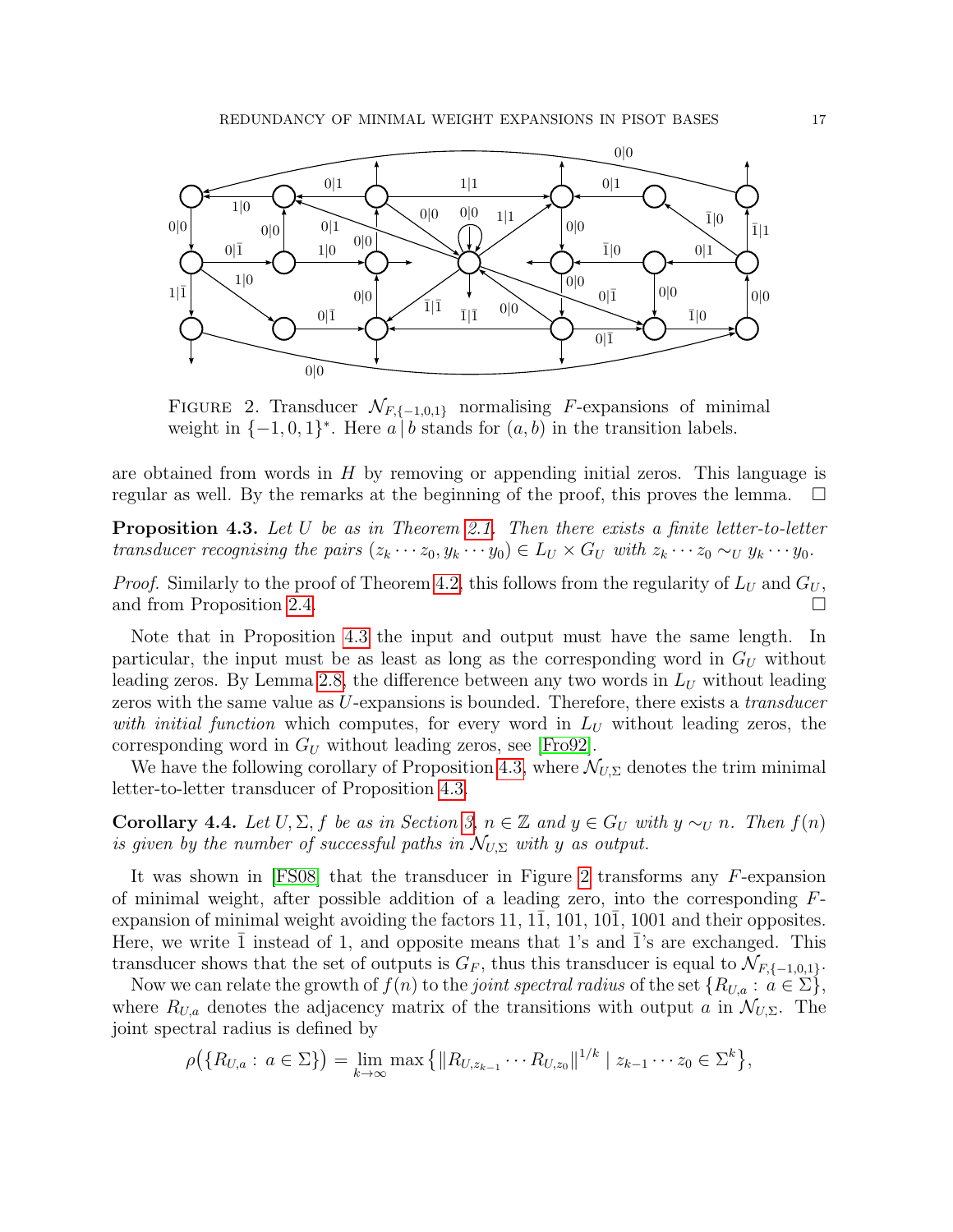FIGURE 2. Transducer $\mathcal{N}_{F,\{-1,0,1\}}$ normalising $F$-expansions of minimal weight in $\{-1,0,1\}^*$. Here $a \mid b$ stands for $(a,b)$ in the transition labels.

are obtained from words in $H$ by removing or appending initial zeros. This language is regular as well. By the remarks at the beginning of the proof, this proves the lemma. □

**Proposition 4.3.** *Let $U$ be as in Theorem 2.1. Then there exists a finite letter-to-letter transducer recognising the pairs $(z_k \cdots z_0, y_k \cdots y_0) \in L_U \times G_U$ with $z_k \cdots z_0 \sim_U y_k \cdots y_0$.*

*Proof.* Similarly to the proof of Theorem 4.2, this follows from the regularity of $L_U$ and $G_U$, and from Proposition 2.4. □

Note that in Proposition 4.3 the input and output must have the same length. In particular, the input must be as least as long as the corresponding word in $G_U$ without leading zeros. By Lemma 2.8, the difference between any two words in $L_U$ without leading zeros with the same value as $U$-expansions is bounded. Therefore, there exists a *transducer with initial function* which computes, for every word in $L_U$ without leading zeros, the corresponding word in $G_U$ without leading zeros, see [Fro92].

We have the following corollary of Proposition 4.3, where $\mathcal{N}_{U,\Sigma}$ denotes the trim minimal letter-to-letter transducer of Proposition 4.3.

**Corollary 4.4.** *Let $U, \Sigma, f$ be as in Section 3, $n \in \mathbb{Z}$ and $y \in G_U$ with $y \sim_U n$. Then $f(n)$ is given by the number of successful paths in $\mathcal{N}_{U,\Sigma}$ with $y$ as output.*

It was shown in [FS08] that the transducer in Figure 2 transforms any $F$-expansion of minimal weight, after possible addition of a leading zero, into the corresponding $F$-expansion of minimal weight avoiding the factors $11$, $1\bar{1}$, $101$, $10\bar{1}$, $1001$ and their opposites. Here, we write $\bar{1}$ instead of $1$, and opposite means that $1$'s and $\bar{1}$'s are exchanged. This transducer shows that the set of outputs is $G_F$, thus this transducer is equal to $\mathcal{N}_{F,\{-1,0,1\}}$.

Now we can relate the growth of $f(n)$ to the *joint spectral radius* of the set $\{R_{U,a} : a \in \Sigma\}$, where $R_{U,a}$ denotes the adjacency matrix of the transitions with output $a$ in $\mathcal{N}_{U,\Sigma}$. The joint spectral radius is defined by

$$\rho\big(\{R_{U,a} : a \in \Sigma\}\big) = \lim_{k\to\infty} \max\big\{\|R_{U,z_{k-1}} \cdots R_{U,z_0}\|^{1/k} \mid z_{k-1} \cdots z_0 \in \Sigma^k\big\},$$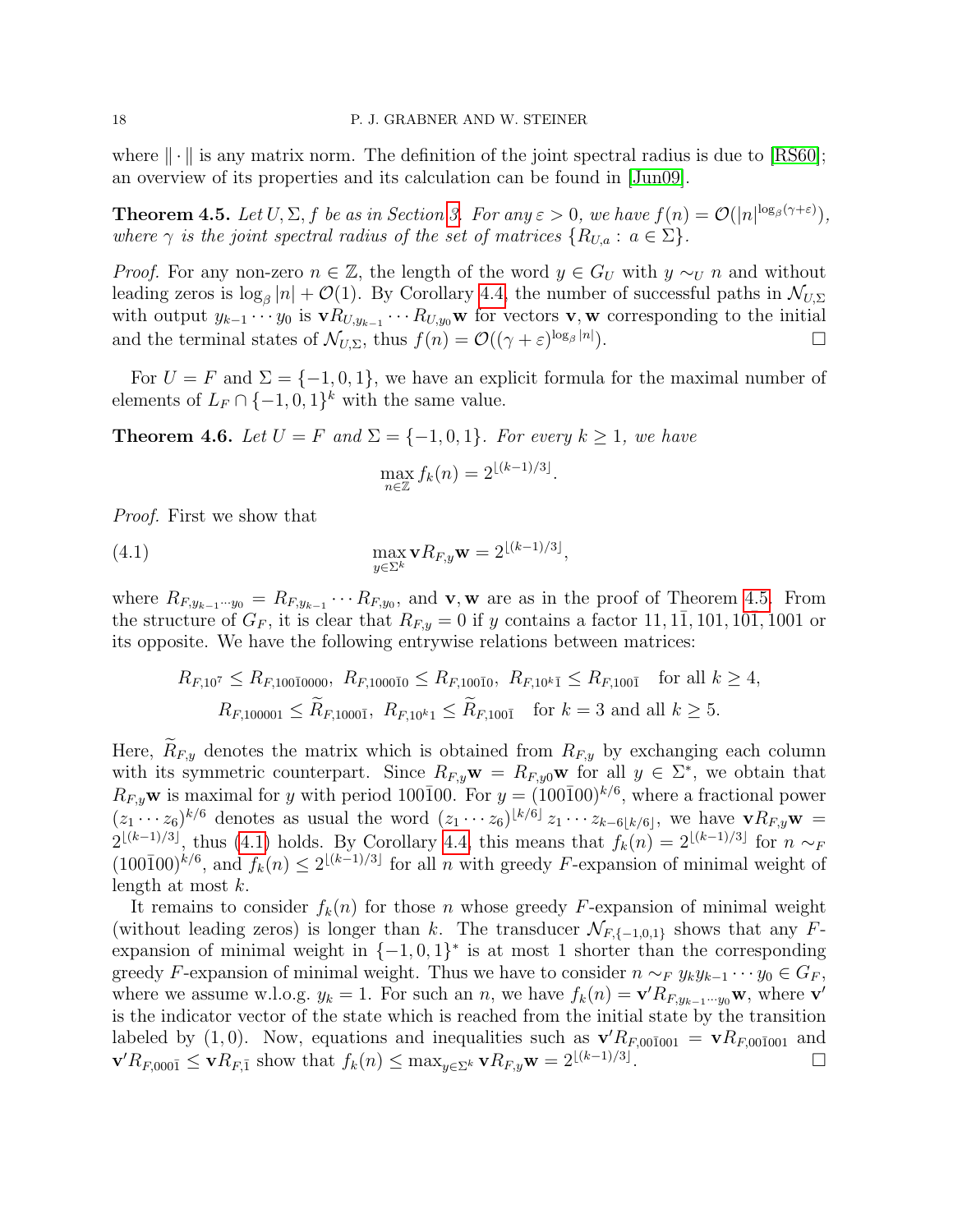where $\|\cdot\|$ is any matrix norm. The definition of the joint spectral radius is due to [RS60]; an overview of its properties and its calculation can be found in [Jun09].

**Theorem 4.5.** *Let $U, \Sigma, f$ be as in Section 3. For any $\varepsilon > 0$, we have $f(n) = \mathcal{O}(|n|^{\log_\beta(\gamma+\varepsilon)})$, where $\gamma$ is the joint spectral radius of the set of matrices $\{R_{U,a} : a \in \Sigma\}$.*

*Proof.* For any non-zero $n \in \mathbb{Z}$, the length of the word $y \in G_U$ with $y \sim_U n$ and without leading zeros is $\log_\beta |n| + \mathcal{O}(1)$. By Corollary 4.4, the number of successful paths in $\mathcal{N}_{U,\Sigma}$ with output $y_{k-1}\cdots y_0$ is $\mathbf{v} R_{U,y_{k-1}} \cdots R_{U,y_0} \mathbf{w}$ for vectors $\mathbf{v}, \mathbf{w}$ corresponding to the initial and the terminal states of $\mathcal{N}_{U,\Sigma}$, thus $f(n) = \mathcal{O}((\gamma+\varepsilon)^{\log_\beta |n|})$. □

For $U = F$ and $\Sigma = \{-1, 0, 1\}$, we have an explicit formula for the maximal number of elements of $L_F \cap \{-1,0,1\}^k$ with the same value.

**Theorem 4.6.** *Let $U = F$ and $\Sigma = \{-1,0,1\}$. For every $k \geq 1$, we have*

$$\max_{n\in\mathbb{Z}} f_k(n) = 2^{\lfloor (k-1)/3 \rfloor}.$$

*Proof.* First we show that

$$\max_{y\in\Sigma^k} \mathbf{v} R_{F,y} \mathbf{w} = 2^{\lfloor (k-1)/3 \rfloor}, \tag{4.1}$$

where $R_{F,y_{k-1}\cdots y_0} = R_{F,y_{k-1}} \cdots R_{F,y_0}$, and $\mathbf{v}, \mathbf{w}$ are as in the proof of Theorem 4.5. From the structure of $G_F$, it is clear that $R_{F,y} = 0$ if $y$ contains a factor $11, 1\bar{1}, 101, 10\bar{1}, 1001$ or its opposite. We have the following entrywise relations between matrices:

$$R_{F,10^7} \leq R_{F,100\bar{1}0000},\ R_{F,1000\bar{1}0} \leq R_{F,100\bar{1}0},\ R_{F,10^k\bar{1}} \leq R_{F,100\bar{1}} \quad \text{for all } k \geq 4,$$
$$R_{F,100001} \leq \widetilde{R}_{F,1000\bar{1}},\ R_{F,10^k1} \leq \widetilde{R}_{F,100\bar{1}} \quad \text{for } k=3 \text{ and all } k \geq 5.$$

Here, $\widetilde{R}_{F,y}$ denotes the matrix which is obtained from $R_{F,y}$ by exchanging each column with its symmetric counterpart. Since $R_{F,y}\mathbf{w} = R_{F,y0}\mathbf{w}$ for all $y \in \Sigma^*$, we obtain that $R_{F,y}\mathbf{w}$ is maximal for $y$ with period $100\bar{1}00$. For $y = (100\bar{1}00)^{k/6}$, where a fractional power $(z_1\cdots z_6)^{k/6}$ denotes as usual the word $(z_1\cdots z_6)^{\lfloor k/6 \rfloor} z_1 \cdots z_{k-6\lfloor k/6 \rfloor}$, we have $\mathbf{v} R_{F,y} \mathbf{w} = 2^{\lfloor (k-1)/3 \rfloor}$, thus (4.1) holds. By Corollary 4.4, this means that $f_k(n) = 2^{\lfloor (k-1)/3 \rfloor}$ for $n \sim_F (100\bar{1}00)^{k/6}$, and $f_k(n) \leq 2^{\lfloor (k-1)/3 \rfloor}$ for all $n$ with greedy $F$-expansion of minimal weight of length at most $k$.

It remains to consider $f_k(n)$ for those $n$ whose greedy $F$-expansion of minimal weight (without leading zeros) is longer than $k$. The transducer $\mathcal{N}_{F,\{-1,0,1\}}$ shows that any $F$-expansion of minimal weight in $\{-1,0,1\}^*$ is at most 1 shorter than the corresponding greedy $F$-expansion of minimal weight. Thus we have to consider $n \sim_F y_k y_{k-1} \cdots y_0 \in G_F$, where we assume w.l.o.g. $y_k = 1$. For such an $n$, we have $f_k(n) = \mathbf{v}' R_{F,y_{k-1}\cdots y_0} \mathbf{w}$, where $\mathbf{v}'$ is the indicator vector of the state which is reached from the initial state by the transition labeled by $(1,0)$. Now, equations and inequalities such as $\mathbf{v}' R_{F,00\bar{1}001} = \mathbf{v} R_{F,00\bar{1}001}$ and $\mathbf{v}' R_{F,000\bar{1}} \leq \mathbf{v} R_{F,\bar{1}}$ show that $f_k(n) \leq \max_{y\in\Sigma^k} \mathbf{v} R_{F,y} \mathbf{w} = 2^{\lfloor (k-1)/3 \rfloor}$. □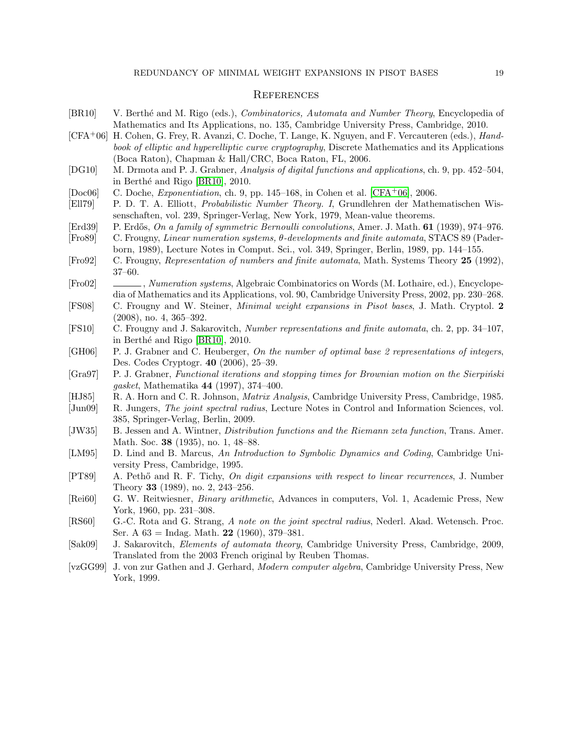## References

[BR10] V. Berthé and M. Rigo (eds.), *Combinatorics, Automata and Number Theory*, Encyclopedia of Mathematics and Its Applications, no. 135, Cambridge University Press, Cambridge, 2010.

[CFA+06] H. Cohen, G. Frey, R. Avanzi, C. Doche, T. Lange, K. Nguyen, and F. Vercauteren (eds.), *Handbook of elliptic and hyperelliptic curve cryptography*, Discrete Mathematics and its Applications (Boca Raton), Chapman & Hall/CRC, Boca Raton, FL, 2006.

[DG10] M. Drmota and P. J. Grabner, *Analysis of digital functions and applications*, ch. 9, pp. 452–504, in Berthé and Rigo [BR10], 2010.

[Doc06] C. Doche, *Exponentiation*, ch. 9, pp. 145–168, in Cohen et al. [CFA+06], 2006.

[Ell79] P. D. T. A. Elliott, *Probabilistic Number Theory. I*, Grundlehren der Mathematischen Wissenschaften, vol. 239, Springer-Verlag, New York, 1979, Mean-value theorems.

[Erd39] P. Erdős, *On a family of symmetric Bernoulli convolutions*, Amer. J. Math. **61** (1939), 974–976.

[Fro89] C. Frougny, *Linear numeration systems, θ-developments and finite automata*, STACS 89 (Paderborn, 1989), Lecture Notes in Comput. Sci., vol. 349, Springer, Berlin, 1989, pp. 144–155.

[Fro92] C. Frougny, *Representation of numbers and finite automata*, Math. Systems Theory **25** (1992), 37–60.

[Fro02] ______, *Numeration systems*, Algebraic Combinatorics on Words (M. Lothaire, ed.), Encyclopedia of Mathematics and its Applications, vol. 90, Cambridge University Press, 2002, pp. 230–268.

[FS08] C. Frougny and W. Steiner, *Minimal weight expansions in Pisot bases*, J. Math. Cryptol. **2** (2008), no. 4, 365–392.

[FS10] C. Frougny and J. Sakarovitch, *Number representations and finite automata*, ch. 2, pp. 34–107, in Berthé and Rigo [BR10], 2010.

[GH06] P. J. Grabner and C. Heuberger, *On the number of optimal base 2 representations of integers*, Des. Codes Cryptogr. **40** (2006), 25–39.

[Gra97] P. J. Grabner, *Functional iterations and stopping times for Brownian motion on the Sierpiński gasket*, Mathematika **44** (1997), 374–400.

[HJ85] R. A. Horn and C. R. Johnson, *Matrix Analysis*, Cambridge University Press, Cambridge, 1985.

[Jun09] R. Jungers, *The joint spectral radius*, Lecture Notes in Control and Information Sciences, vol. 385, Springer-Verlag, Berlin, 2009.

[JW35] B. Jessen and A. Wintner, *Distribution functions and the Riemann zeta function*, Trans. Amer. Math. Soc. **38** (1935), no. 1, 48–88.

[LM95] D. Lind and B. Marcus, *An Introduction to Symbolic Dynamics and Coding*, Cambridge University Press, Cambridge, 1995.

[PT89] A. Pethő and R. F. Tichy, *On digit expansions with respect to linear recurrences*, J. Number Theory **33** (1989), no. 2, 243–256.

[Rei60] G. W. Reitwiesner, *Binary arithmetic*, Advances in computers, Vol. 1, Academic Press, New York, 1960, pp. 231–308.

[RS60] G.-C. Rota and G. Strang, *A note on the joint spectral radius*, Nederl. Akad. Wetensch. Proc. Ser. A 63 = Indag. Math. **22** (1960), 379–381.

[Sak09] J. Sakarovitch, *Elements of automata theory*, Cambridge University Press, Cambridge, 2009, Translated from the 2003 French original by Reuben Thomas.

[vzGG99] J. von zur Gathen and J. Gerhard, *Modern computer algebra*, Cambridge University Press, New York, 1999.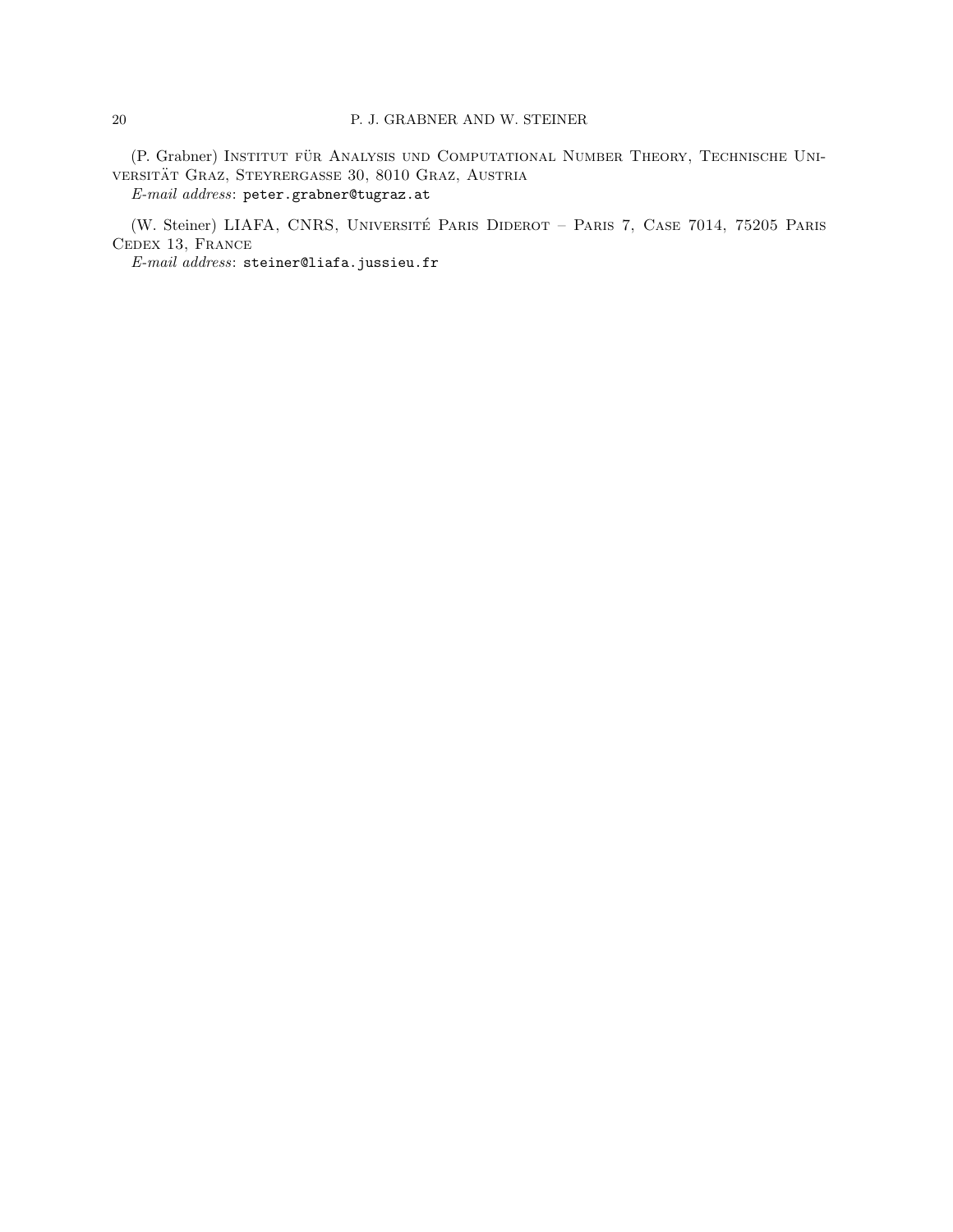(P. Grabner) Institut für Analysis und Computational Number Theory, Technische Universität Graz, Steyrergasse 30, 8010 Graz, Austria

*E-mail address*: peter.grabner@tugraz.at

(W. Steiner) LIAFA, CNRS, Université Paris Diderot – Paris 7, Case 7014, 75205 Paris Cedex 13, France

*E-mail address*: steiner@liafa.jussieu.fr